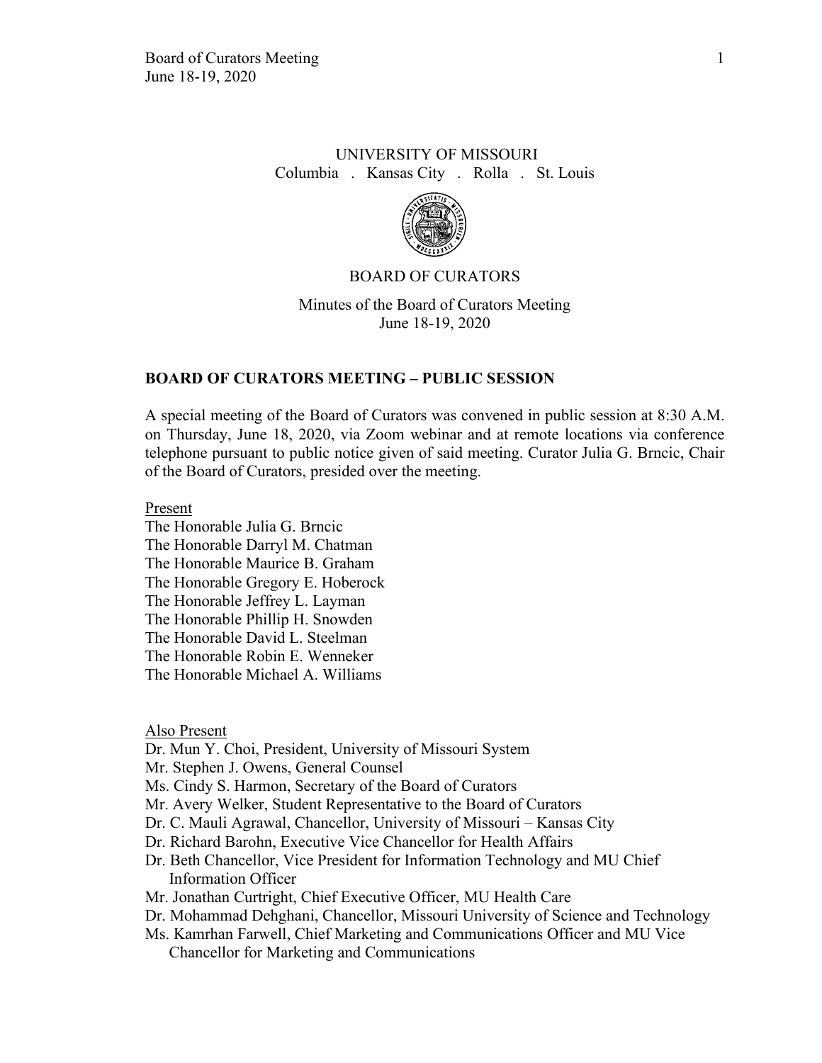UNIVERSITY OF MISSOURI
Columbia . Kansas City . Rolla . St. Louis

BOARD OF CURATORS

Minutes of the Board of Curators Meeting
June 18-19, 2020

## BOARD OF CURATORS MEETING – PUBLIC SESSION

A special meeting of the Board of Curators was convened in public session at 8:30 A.M. on Thursday, June 18, 2020, via Zoom webinar and at remote locations via conference telephone pursuant to public notice given of said meeting. Curator Julia G. Brncic, Chair of the Board of Curators, presided over the meeting.

Present

The Honorable Julia G. Brncic
The Honorable Darryl M. Chatman
The Honorable Maurice B. Graham
The Honorable Gregory E. Hoberock
The Honorable Jeffrey L. Layman
The Honorable Phillip H. Snowden
The Honorable David L. Steelman
The Honorable Robin E. Wenneker
The Honorable Michael A. Williams

Also Present

Dr. Mun Y. Choi, President, University of Missouri System
Mr. Stephen J. Owens, General Counsel
Ms. Cindy S. Harmon, Secretary of the Board of Curators
Mr. Avery Welker, Student Representative to the Board of Curators
Dr. C. Mauli Agrawal, Chancellor, University of Missouri – Kansas City
Dr. Richard Barohn, Executive Vice Chancellor for Health Affairs
Dr. Beth Chancellor, Vice President for Information Technology and MU Chief Information Officer
Mr. Jonathan Curtright, Chief Executive Officer, MU Health Care
Dr. Mohammad Dehghani, Chancellor, Missouri University of Science and Technology
Ms. Kamrhan Farwell, Chief Marketing and Communications Officer and MU Vice Chancellor for Marketing and Communications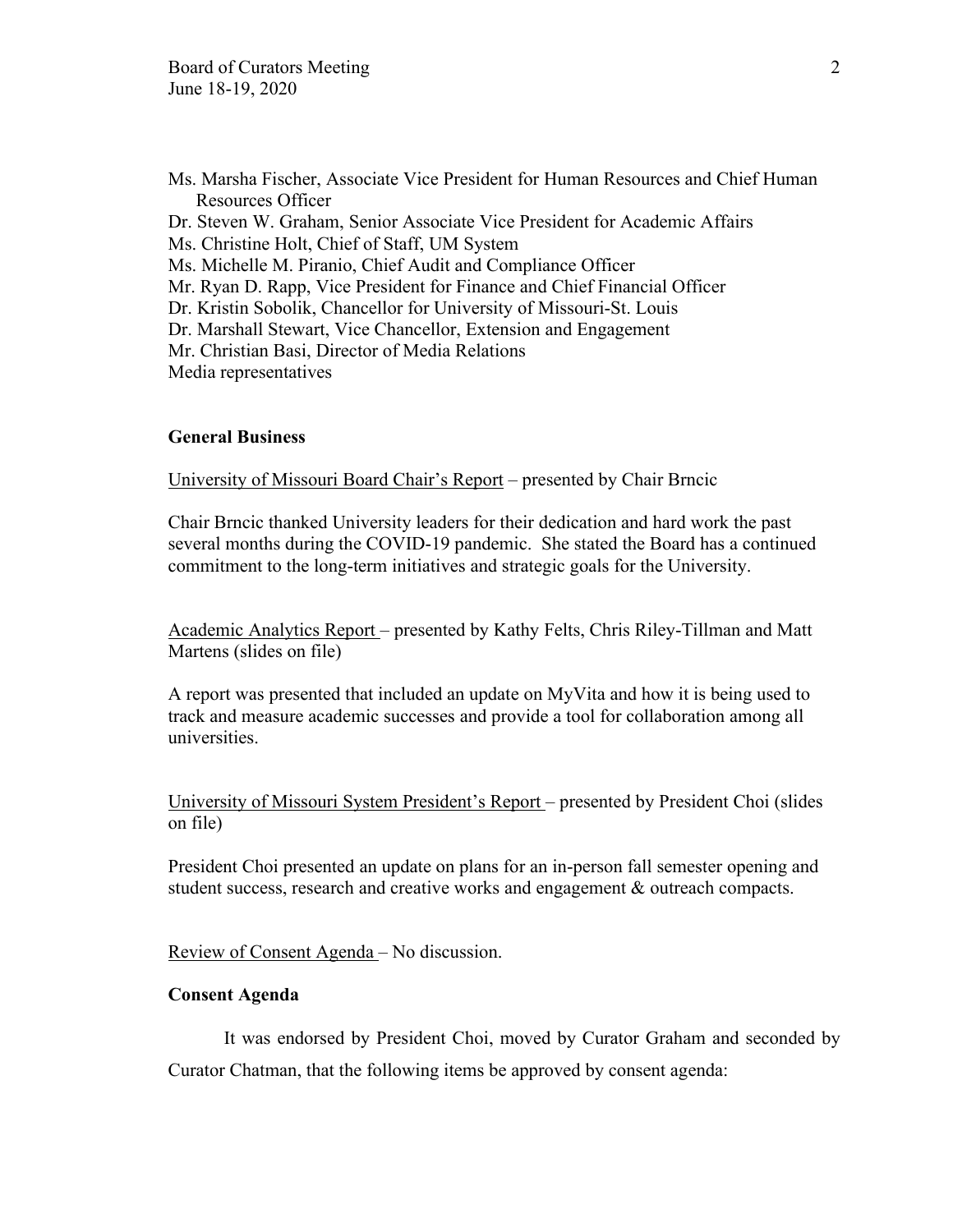Ms. Marsha Fischer, Associate Vice President for Human Resources and Chief Human Resources Officer
Dr. Steven W. Graham, Senior Associate Vice President for Academic Affairs
Ms. Christine Holt, Chief of Staff, UM System
Ms. Michelle M. Piranio, Chief Audit and Compliance Officer
Mr. Ryan D. Rapp, Vice President for Finance and Chief Financial Officer
Dr. Kristin Sobolik, Chancellor for University of Missouri-St. Louis
Dr. Marshall Stewart, Vice Chancellor, Extension and Engagement
Mr. Christian Basi, Director of Media Relations
Media representatives

**General Business**

University of Missouri Board Chair's Report – presented by Chair Brncic

Chair Brncic thanked University leaders for their dedication and hard work the past several months during the COVID-19 pandemic. She stated the Board has a continued commitment to the long-term initiatives and strategic goals for the University.

Academic Analytics Report – presented by Kathy Felts, Chris Riley-Tillman and Matt Martens (slides on file)

A report was presented that included an update on MyVita and how it is being used to track and measure academic successes and provide a tool for collaboration among all universities.

University of Missouri System President's Report – presented by President Choi (slides on file)

President Choi presented an update on plans for an in-person fall semester opening and student success, research and creative works and engagement & outreach compacts.

Review of Consent Agenda – No discussion.

**Consent Agenda**

It was endorsed by President Choi, moved by Curator Graham and seconded by Curator Chatman, that the following items be approved by consent agenda: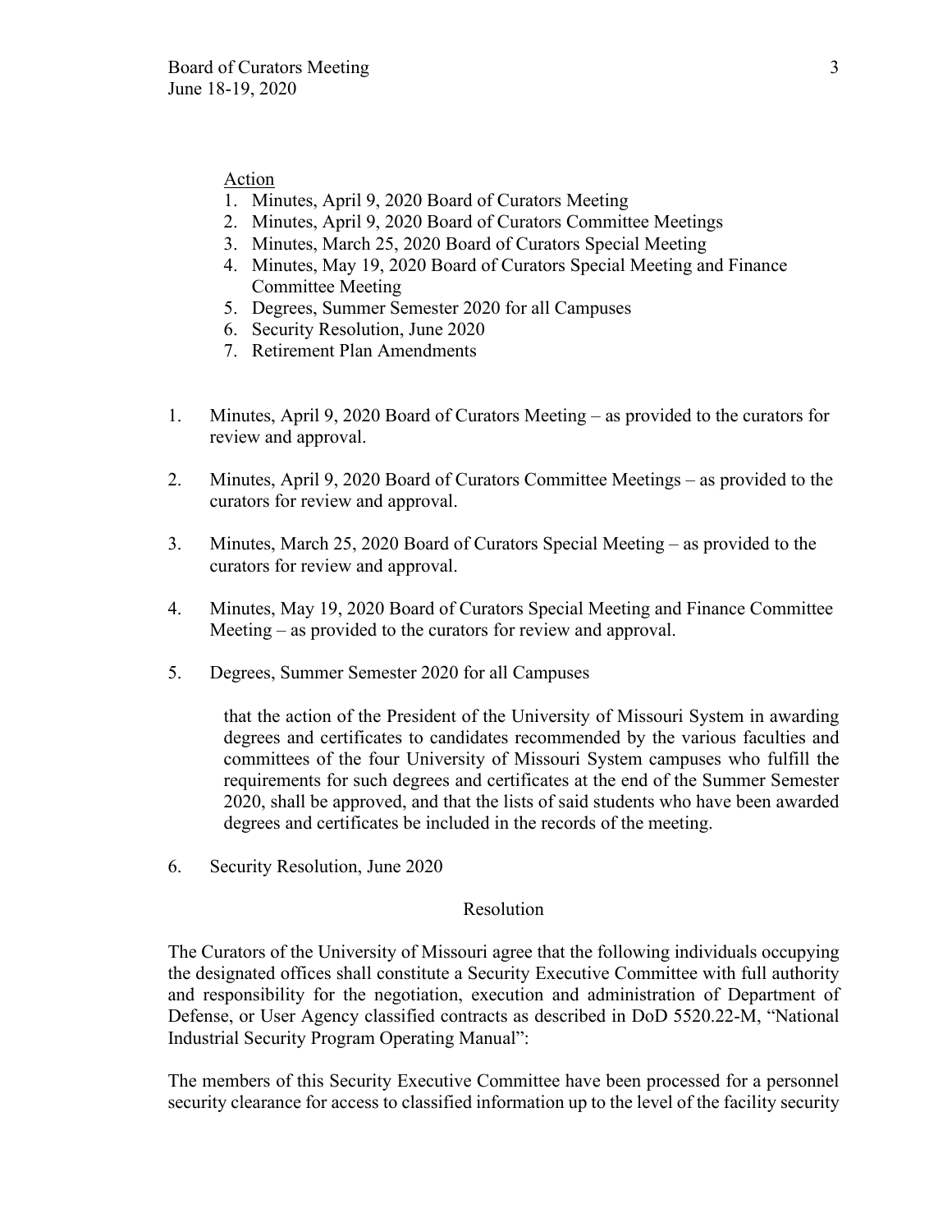Action

1. Minutes, April 9, 2020 Board of Curators Meeting
2. Minutes, April 9, 2020 Board of Curators Committee Meetings
3. Minutes, March 25, 2020 Board of Curators Special Meeting
4. Minutes, May 19, 2020 Board of Curators Special Meeting and Finance Committee Meeting
5. Degrees, Summer Semester 2020 for all Campuses
6. Security Resolution, June 2020
7. Retirement Plan Amendments

1. Minutes, April 9, 2020 Board of Curators Meeting – as provided to the curators for review and approval.

2. Minutes, April 9, 2020 Board of Curators Committee Meetings – as provided to the curators for review and approval.

3. Minutes, March 25, 2020 Board of Curators Special Meeting – as provided to the curators for review and approval.

4. Minutes, May 19, 2020 Board of Curators Special Meeting and Finance Committee Meeting – as provided to the curators for review and approval.

5. Degrees, Summer Semester 2020 for all Campuses

   that the action of the President of the University of Missouri System in awarding degrees and certificates to candidates recommended by the various faculties and committees of the four University of Missouri System campuses who fulfill the requirements for such degrees and certificates at the end of the Summer Semester 2020, shall be approved, and that the lists of said students who have been awarded degrees and certificates be included in the records of the meeting.

6. Security Resolution, June 2020

Resolution

The Curators of the University of Missouri agree that the following individuals occupying the designated offices shall constitute a Security Executive Committee with full authority and responsibility for the negotiation, execution and administration of Department of Defense, or User Agency classified contracts as described in DoD 5520.22-M, "National Industrial Security Program Operating Manual":

The members of this Security Executive Committee have been processed for a personnel security clearance for access to classified information up to the level of the facility security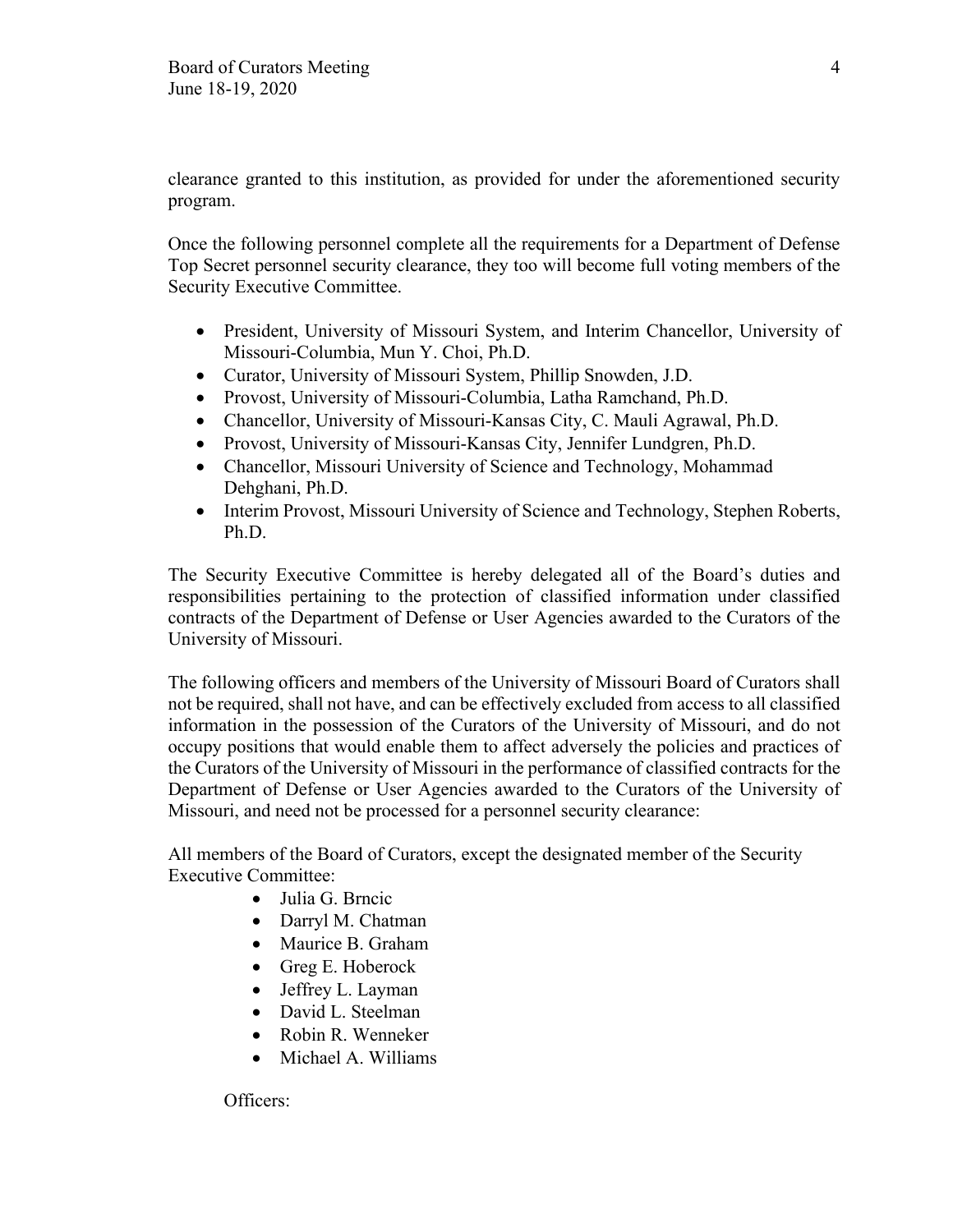clearance granted to this institution, as provided for under the aforementioned security program.

Once the following personnel complete all the requirements for a Department of Defense Top Secret personnel security clearance, they too will become full voting members of the Security Executive Committee.

- President, University of Missouri System, and Interim Chancellor, University of Missouri-Columbia, Mun Y. Choi, Ph.D.
- Curator, University of Missouri System, Phillip Snowden, J.D.
- Provost, University of Missouri-Columbia, Latha Ramchand, Ph.D.
- Chancellor, University of Missouri-Kansas City, C. Mauli Agrawal, Ph.D.
- Provost, University of Missouri-Kansas City, Jennifer Lundgren, Ph.D.
- Chancellor, Missouri University of Science and Technology, Mohammad Dehghani, Ph.D.
- Interim Provost, Missouri University of Science and Technology, Stephen Roberts, Ph.D.

The Security Executive Committee is hereby delegated all of the Board's duties and responsibilities pertaining to the protection of classified information under classified contracts of the Department of Defense or User Agencies awarded to the Curators of the University of Missouri.

The following officers and members of the University of Missouri Board of Curators shall not be required, shall not have, and can be effectively excluded from access to all classified information in the possession of the Curators of the University of Missouri, and do not occupy positions that would enable them to affect adversely the policies and practices of the Curators of the University of Missouri in the performance of classified contracts for the Department of Defense or User Agencies awarded to the Curators of the University of Missouri, and need not be processed for a personnel security clearance:

All members of the Board of Curators, except the designated member of the Security Executive Committee:

- Julia G. Brncic
- Darryl M. Chatman
- Maurice B. Graham
- Greg E. Hoberock
- Jeffrey L. Layman
- David L. Steelman
- Robin R. Wenneker
- Michael A. Williams

Officers: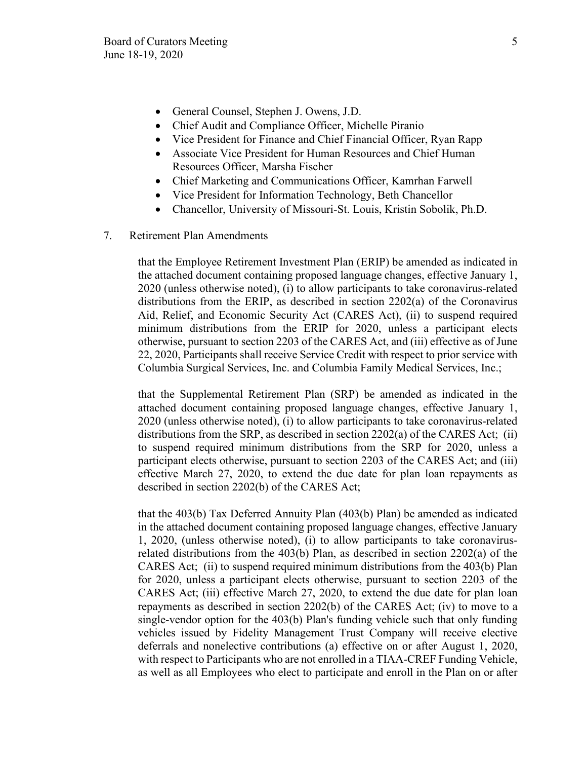- General Counsel, Stephen J. Owens, J.D.
- Chief Audit and Compliance Officer, Michelle Piranio
- Vice President for Finance and Chief Financial Officer, Ryan Rapp
- Associate Vice President for Human Resources and Chief Human Resources Officer, Marsha Fischer
- Chief Marketing and Communications Officer, Kamrhan Farwell
- Vice President for Information Technology, Beth Chancellor
- Chancellor, University of Missouri-St. Louis, Kristin Sobolik, Ph.D.

7. Retirement Plan Amendments

that the Employee Retirement Investment Plan (ERIP) be amended as indicated in the attached document containing proposed language changes, effective January 1, 2020 (unless otherwise noted), (i) to allow participants to take coronavirus-related distributions from the ERIP, as described in section 2202(a) of the Coronavirus Aid, Relief, and Economic Security Act (CARES Act), (ii) to suspend required minimum distributions from the ERIP for 2020, unless a participant elects otherwise, pursuant to section 2203 of the CARES Act, and (iii) effective as of June 22, 2020, Participants shall receive Service Credit with respect to prior service with Columbia Surgical Services, Inc. and Columbia Family Medical Services, Inc.;

that the Supplemental Retirement Plan (SRP) be amended as indicated in the attached document containing proposed language changes, effective January 1, 2020 (unless otherwise noted), (i) to allow participants to take coronavirus-related distributions from the SRP, as described in section 2202(a) of the CARES Act; (ii) to suspend required minimum distributions from the SRP for 2020, unless a participant elects otherwise, pursuant to section 2203 of the CARES Act; and (iii) effective March 27, 2020, to extend the due date for plan loan repayments as described in section 2202(b) of the CARES Act;

that the 403(b) Tax Deferred Annuity Plan (403(b) Plan) be amended as indicated in the attached document containing proposed language changes, effective January 1, 2020, (unless otherwise noted), (i) to allow participants to take coronavirus-related distributions from the 403(b) Plan, as described in section 2202(a) of the CARES Act; (ii) to suspend required minimum distributions from the 403(b) Plan for 2020, unless a participant elects otherwise, pursuant to section 2203 of the CARES Act; (iii) effective March 27, 2020, to extend the due date for plan loan repayments as described in section 2202(b) of the CARES Act; (iv) to move to a single-vendor option for the 403(b) Plan's funding vehicle such that only funding vehicles issued by Fidelity Management Trust Company will receive elective deferrals and nonelective contributions (a) effective on or after August 1, 2020, with respect to Participants who are not enrolled in a TIAA-CREF Funding Vehicle, as well as all Employees who elect to participate and enroll in the Plan on or after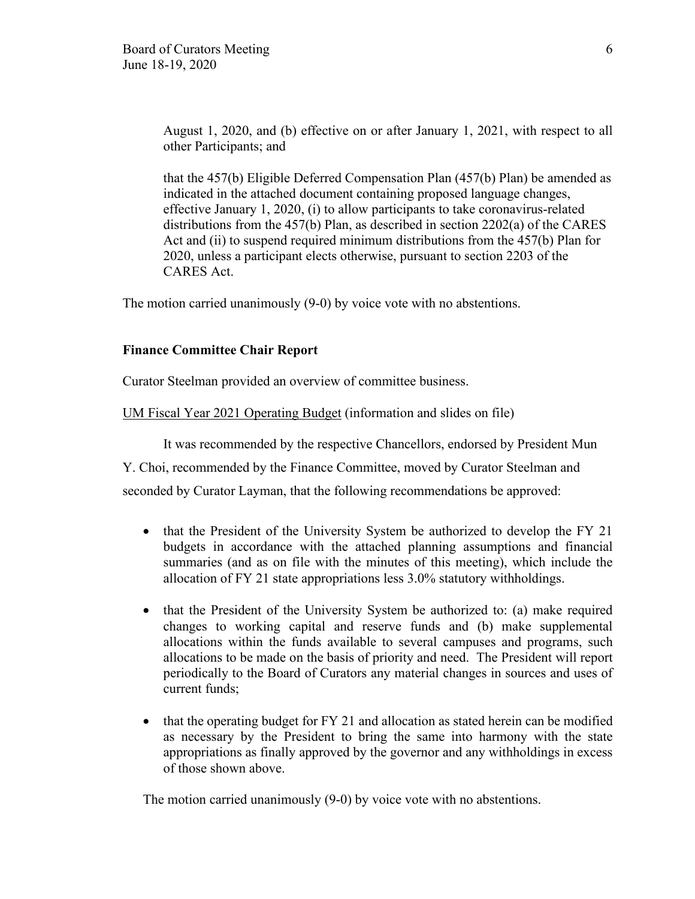August 1, 2020, and (b) effective on or after January 1, 2021, with respect to all other Participants; and

that the 457(b) Eligible Deferred Compensation Plan (457(b) Plan) be amended as indicated in the attached document containing proposed language changes, effective January 1, 2020, (i) to allow participants to take coronavirus-related distributions from the 457(b) Plan, as described in section 2202(a) of the CARES Act and (ii) to suspend required minimum distributions from the 457(b) Plan for 2020, unless a participant elects otherwise, pursuant to section 2203 of the CARES Act.

The motion carried unanimously (9-0) by voice vote with no abstentions.

**Finance Committee Chair Report**

Curator Steelman provided an overview of committee business.

UM Fiscal Year 2021 Operating Budget (information and slides on file)

It was recommended by the respective Chancellors, endorsed by President Mun Y. Choi, recommended by the Finance Committee, moved by Curator Steelman and seconded by Curator Layman, that the following recommendations be approved:

- that the President of the University System be authorized to develop the FY 21 budgets in accordance with the attached planning assumptions and financial summaries (and as on file with the minutes of this meeting), which include the allocation of FY 21 state appropriations less 3.0% statutory withholdings.
- that the President of the University System be authorized to: (a) make required changes to working capital and reserve funds and (b) make supplemental allocations within the funds available to several campuses and programs, such allocations to be made on the basis of priority and need. The President will report periodically to the Board of Curators any material changes in sources and uses of current funds;
- that the operating budget for FY 21 and allocation as stated herein can be modified as necessary by the President to bring the same into harmony with the state appropriations as finally approved by the governor and any withholdings in excess of those shown above.

The motion carried unanimously (9-0) by voice vote with no abstentions.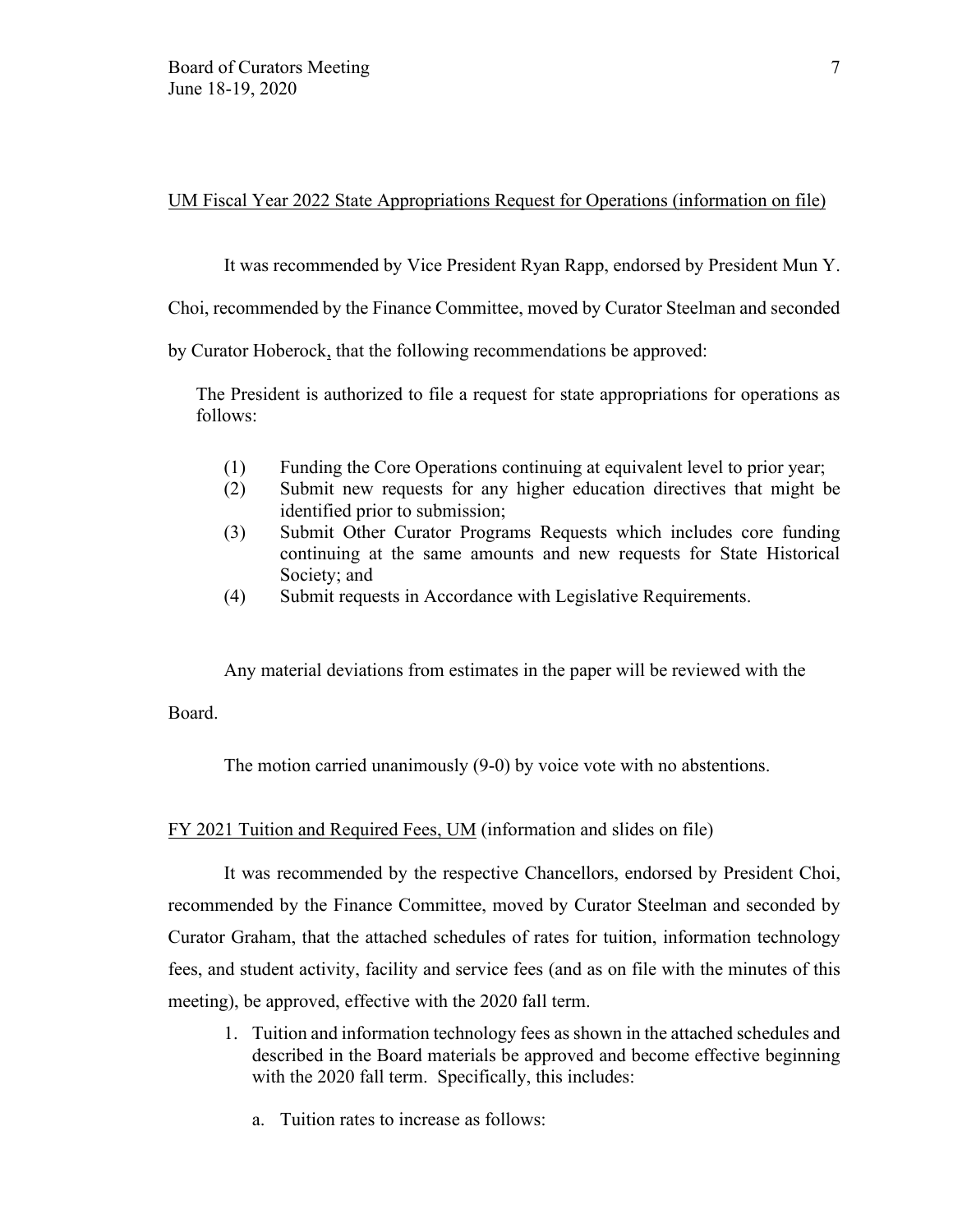UM Fiscal Year 2022 State Appropriations Request for Operations (information on file)

It was recommended by Vice President Ryan Rapp, endorsed by President Mun Y. Choi, recommended by the Finance Committee, moved by Curator Steelman and seconded by Curator Hoberock, that the following recommendations be approved:

> The President is authorized to file a request for state appropriations for operations as follows:
>
> (1) Funding the Core Operations continuing at equivalent level to prior year;
> (2) Submit new requests for any higher education directives that might be identified prior to submission;
> (3) Submit Other Curator Programs Requests which includes core funding continuing at the same amounts and new requests for State Historical Society; and
> (4) Submit requests in Accordance with Legislative Requirements.

Any material deviations from estimates in the paper will be reviewed with the Board.

The motion carried unanimously (9-0) by voice vote with no abstentions.

FY 2021 Tuition and Required Fees, UM (information and slides on file)

It was recommended by the respective Chancellors, endorsed by President Choi, recommended by the Finance Committee, moved by Curator Steelman and seconded by Curator Graham, that the attached schedules of rates for tuition, information technology fees, and student activity, facility and service fees (and as on file with the minutes of this meeting), be approved, effective with the 2020 fall term.

1. Tuition and information technology fees as shown in the attached schedules and described in the Board materials be approved and become effective beginning with the 2020 fall term. Specifically, this includes:

   a. Tuition rates to increase as follows: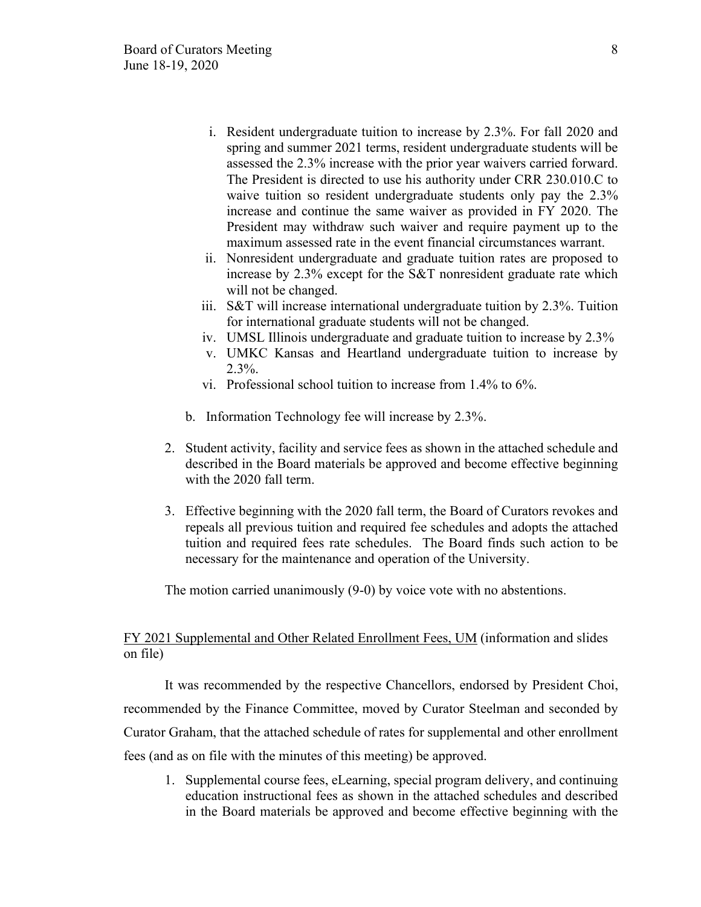i. Resident undergraduate tuition to increase by 2.3%. For fall 2020 and spring and summer 2021 terms, resident undergraduate students will be assessed the 2.3% increase with the prior year waivers carried forward. The President is directed to use his authority under CRR 230.010.C to waive tuition so resident undergraduate students only pay the 2.3% increase and continue the same waiver as provided in FY 2020. The President may withdraw such waiver and require payment up to the maximum assessed rate in the event financial circumstances warrant.
ii. Nonresident undergraduate and graduate tuition rates are proposed to increase by 2.3% except for the S&T nonresident graduate rate which will not be changed.
iii. S&T will increase international undergraduate tuition by 2.3%. Tuition for international graduate students will not be changed.
iv. UMSL Illinois undergraduate and graduate tuition to increase by 2.3%
v. UMKC Kansas and Heartland undergraduate tuition to increase by 2.3%.
vi. Professional school tuition to increase from 1.4% to 6%.

b. Information Technology fee will increase by 2.3%.

2. Student activity, facility and service fees as shown in the attached schedule and described in the Board materials be approved and become effective beginning with the 2020 fall term.

3. Effective beginning with the 2020 fall term, the Board of Curators revokes and repeals all previous tuition and required fee schedules and adopts the attached tuition and required fees rate schedules. The Board finds such action to be necessary for the maintenance and operation of the University.

The motion carried unanimously (9-0) by voice vote with no abstentions.

FY 2021 Supplemental and Other Related Enrollment Fees, UM (information and slides on file)

It was recommended by the respective Chancellors, endorsed by President Choi, recommended by the Finance Committee, moved by Curator Steelman and seconded by Curator Graham, that the attached schedule of rates for supplemental and other enrollment fees (and as on file with the minutes of this meeting) be approved.

1. Supplemental course fees, eLearning, special program delivery, and continuing education instructional fees as shown in the attached schedules and described in the Board materials be approved and become effective beginning with the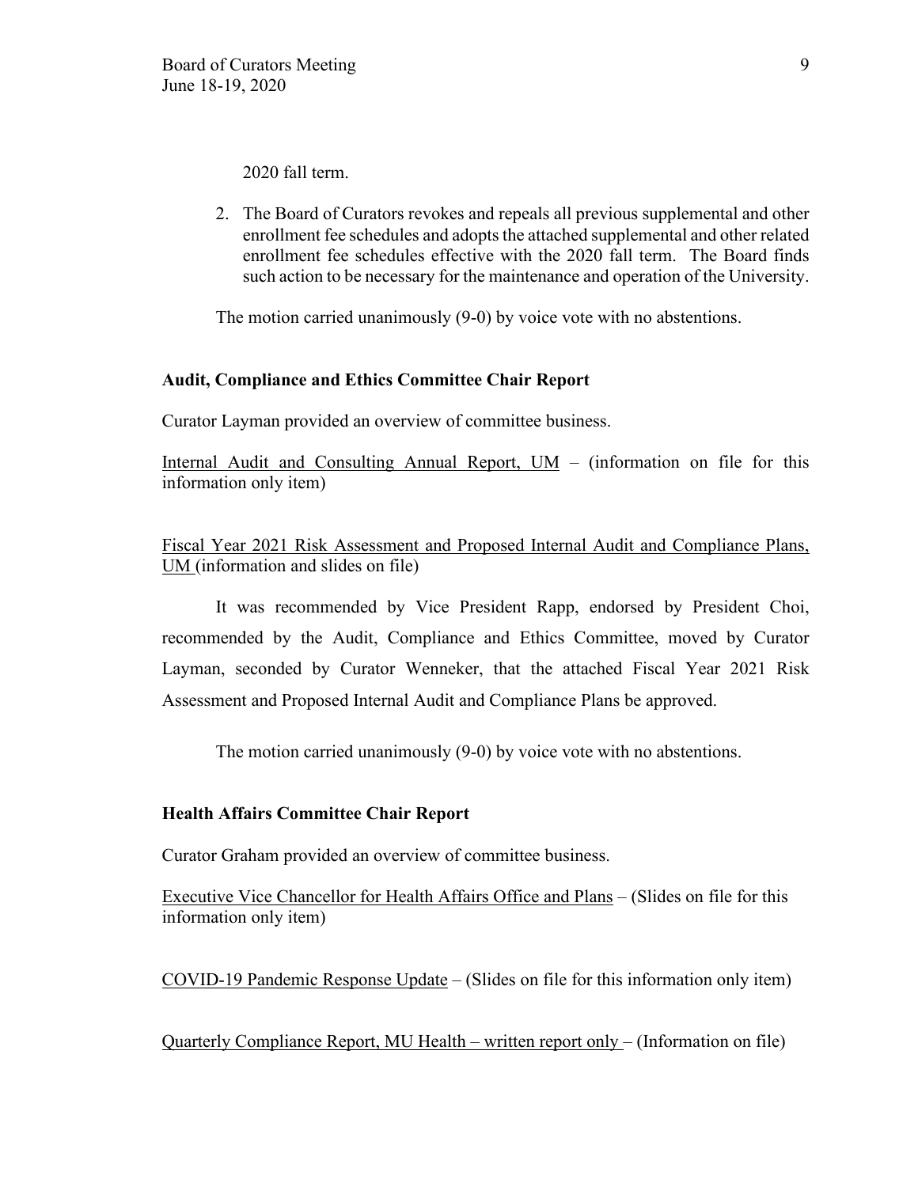2020 fall term.

2. The Board of Curators revokes and repeals all previous supplemental and other enrollment fee schedules and adopts the attached supplemental and other related enrollment fee schedules effective with the 2020 fall term. The Board finds such action to be necessary for the maintenance and operation of the University.

The motion carried unanimously (9-0) by voice vote with no abstentions.

**Audit, Compliance and Ethics Committee Chair Report**

Curator Layman provided an overview of committee business.

<u>Internal Audit and Consulting Annual Report, UM</u> – (information on file for this information only item)

<u>Fiscal Year 2021 Risk Assessment and Proposed Internal Audit and Compliance Plans, UM</u> (information and slides on file)

It was recommended by Vice President Rapp, endorsed by President Choi, recommended by the Audit, Compliance and Ethics Committee, moved by Curator Layman, seconded by Curator Wenneker, that the attached Fiscal Year 2021 Risk Assessment and Proposed Internal Audit and Compliance Plans be approved.

The motion carried unanimously (9-0) by voice vote with no abstentions.

**Health Affairs Committee Chair Report**

Curator Graham provided an overview of committee business.

<u>Executive Vice Chancellor for Health Affairs Office and Plans</u> – (Slides on file for this information only item)

<u>COVID-19 Pandemic Response Update</u> – (Slides on file for this information only item)

<u>Quarterly Compliance Report, MU Health – written report only</u> – (Information on file)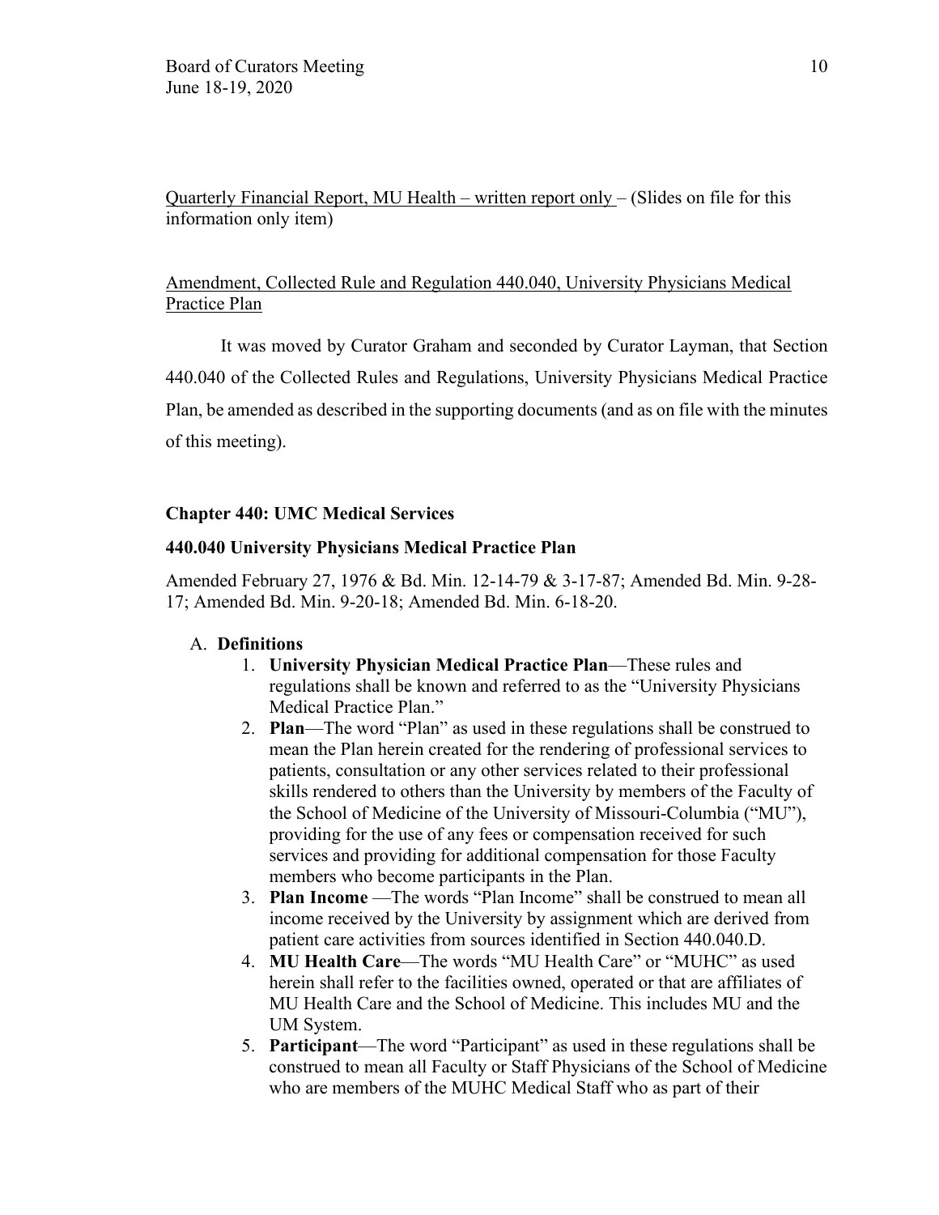Quarterly Financial Report, MU Health – written report only – (Slides on file for this information only item)

Amendment, Collected Rule and Regulation 440.040, University Physicians Medical Practice Plan

It was moved by Curator Graham and seconded by Curator Layman, that Section 440.040 of the Collected Rules and Regulations, University Physicians Medical Practice Plan, be amended as described in the supporting documents (and as on file with the minutes of this meeting).

**Chapter 440: UMC Medical Services**

**440.040 University Physicians Medical Practice Plan**

Amended February 27, 1976 & Bd. Min. 12-14-79 & 3-17-87; Amended Bd. Min. 9-28-17; Amended Bd. Min. 9-20-18; Amended Bd. Min. 6-18-20.

A. **Definitions**
   1. **University Physician Medical Practice Plan**—These rules and regulations shall be known and referred to as the "University Physicians Medical Practice Plan."
   2. **Plan**—The word "Plan" as used in these regulations shall be construed to mean the Plan herein created for the rendering of professional services to patients, consultation or any other services related to their professional skills rendered to others than the University by members of the Faculty of the School of Medicine of the University of Missouri-Columbia ("MU"), providing for the use of any fees or compensation received for such services and providing for additional compensation for those Faculty members who become participants in the Plan.
   3. **Plan Income** —The words "Plan Income" shall be construed to mean all income received by the University by assignment which are derived from patient care activities from sources identified in Section 440.040.D.
   4. **MU Health Care**—The words "MU Health Care" or "MUHC" as used herein shall refer to the facilities owned, operated or that are affiliates of MU Health Care and the School of Medicine. This includes MU and the UM System.
   5. **Participant**—The word "Participant" as used in these regulations shall be construed to mean all Faculty or Staff Physicians of the School of Medicine who are members of the MUHC Medical Staff who as part of their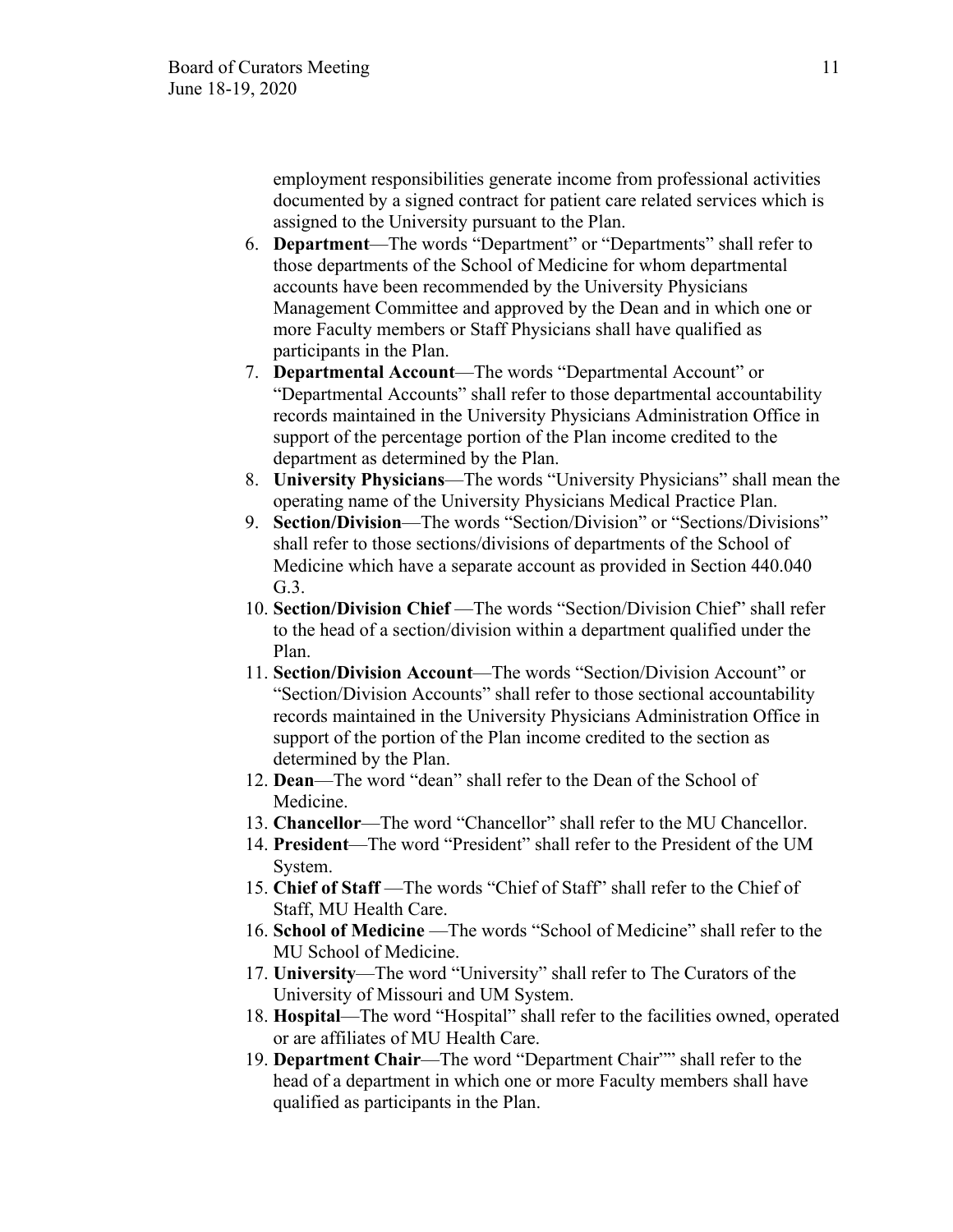employment responsibilities generate income from professional activities documented by a signed contract for patient care related services which is assigned to the University pursuant to the Plan.

6. **Department**—The words “Department” or “Departments” shall refer to those departments of the School of Medicine for whom departmental accounts have been recommended by the University Physicians Management Committee and approved by the Dean and in which one or more Faculty members or Staff Physicians shall have qualified as participants in the Plan.
7. **Departmental Account**—The words “Departmental Account” or “Departmental Accounts” shall refer to those departmental accountability records maintained in the University Physicians Administration Office in support of the percentage portion of the Plan income credited to the department as determined by the Plan.
8. **University Physicians**—The words “University Physicians” shall mean the operating name of the University Physicians Medical Practice Plan.
9. **Section/Division**—The words “Section/Division” or “Sections/Divisions” shall refer to those sections/divisions of departments of the School of Medicine which have a separate account as provided in Section 440.040 G.3.
10. **Section/Division Chief** —The words “Section/Division Chief” shall refer to the head of a section/division within a department qualified under the Plan.
11. **Section/Division Account**—The words “Section/Division Account” or “Section/Division Accounts” shall refer to those sectional accountability records maintained in the University Physicians Administration Office in support of the portion of the Plan income credited to the section as determined by the Plan.
12. **Dean**—The word “dean” shall refer to the Dean of the School of Medicine.
13. **Chancellor**—The word “Chancellor” shall refer to the MU Chancellor.
14. **President**—The word “President” shall refer to the President of the UM System.
15. **Chief of Staff** —The words “Chief of Staff” shall refer to the Chief of Staff, MU Health Care.
16. **School of Medicine** —The words “School of Medicine” shall refer to the MU School of Medicine.
17. **University**—The word “University” shall refer to The Curators of the University of Missouri and UM System.
18. **Hospital**—The word “Hospital” shall refer to the facilities owned, operated or are affiliates of MU Health Care.
19. **Department Chair**—The word “Department Chair”” shall refer to the head of a department in which one or more Faculty members shall have qualified as participants in the Plan.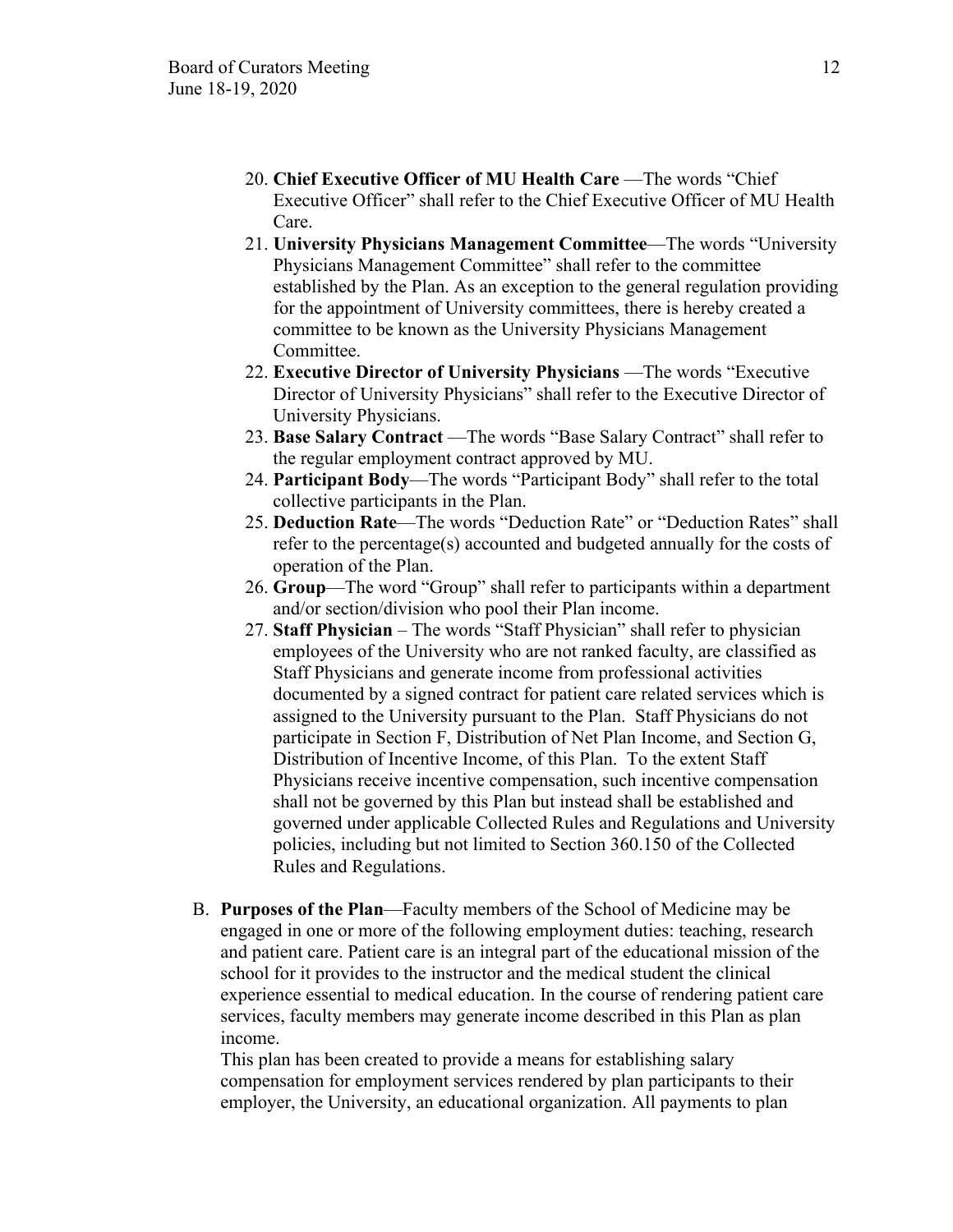20. **Chief Executive Officer of MU Health Care** —The words "Chief Executive Officer" shall refer to the Chief Executive Officer of MU Health Care.
21. **University Physicians Management Committee**—The words "University Physicians Management Committee" shall refer to the committee established by the Plan. As an exception to the general regulation providing for the appointment of University committees, there is hereby created a committee to be known as the University Physicians Management Committee.
22. **Executive Director of University Physicians** —The words "Executive Director of University Physicians" shall refer to the Executive Director of University Physicians.
23. **Base Salary Contract** —The words "Base Salary Contract" shall refer to the regular employment contract approved by MU.
24. **Participant Body**—The words "Participant Body" shall refer to the total collective participants in the Plan.
25. **Deduction Rate**—The words "Deduction Rate" or "Deduction Rates" shall refer to the percentage(s) accounted and budgeted annually for the costs of operation of the Plan.
26. **Group**—The word "Group" shall refer to participants within a department and/or section/division who pool their Plan income.
27. **Staff Physician** – The words "Staff Physician" shall refer to physician employees of the University who are not ranked faculty, are classified as Staff Physicians and generate income from professional activities documented by a signed contract for patient care related services which is assigned to the University pursuant to the Plan. Staff Physicians do not participate in Section F, Distribution of Net Plan Income, and Section G, Distribution of Incentive Income, of this Plan. To the extent Staff Physicians receive incentive compensation, such incentive compensation shall not be governed by this Plan but instead shall be established and governed under applicable Collected Rules and Regulations and University policies, including but not limited to Section 360.150 of the Collected Rules and Regulations.

B. **Purposes of the Plan**—Faculty members of the School of Medicine may be engaged in one or more of the following employment duties: teaching, research and patient care. Patient care is an integral part of the educational mission of the school for it provides to the instructor and the medical student the clinical experience essential to medical education. In the course of rendering patient care services, faculty members may generate income described in this Plan as plan income.

This plan has been created to provide a means for establishing salary compensation for employment services rendered by plan participants to their employer, the University, an educational organization. All payments to plan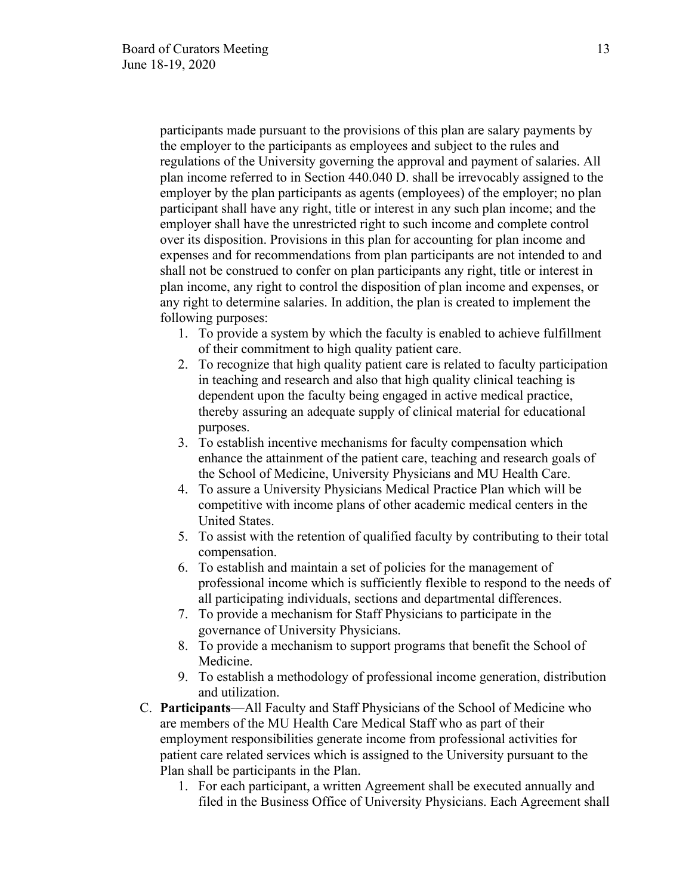participants made pursuant to the provisions of this plan are salary payments by the employer to the participants as employees and subject to the rules and regulations of the University governing the approval and payment of salaries. All plan income referred to in Section 440.040 D. shall be irrevocably assigned to the employer by the plan participants as agents (employees) of the employer; no plan participant shall have any right, title or interest in any such plan income; and the employer shall have the unrestricted right to such income and complete control over its disposition. Provisions in this plan for accounting for plan income and expenses and for recommendations from plan participants are not intended to and shall not be construed to confer on plan participants any right, title or interest in plan income, any right to control the disposition of plan income and expenses, or any right to determine salaries. In addition, the plan is created to implement the following purposes:

1. To provide a system by which the faculty is enabled to achieve fulfillment of their commitment to high quality patient care.
2. To recognize that high quality patient care is related to faculty participation in teaching and research and also that high quality clinical teaching is dependent upon the faculty being engaged in active medical practice, thereby assuring an adequate supply of clinical material for educational purposes.
3. To establish incentive mechanisms for faculty compensation which enhance the attainment of the patient care, teaching and research goals of the School of Medicine, University Physicians and MU Health Care.
4. To assure a University Physicians Medical Practice Plan which will be competitive with income plans of other academic medical centers in the United States.
5. To assist with the retention of qualified faculty by contributing to their total compensation.
6. To establish and maintain a set of policies for the management of professional income which is sufficiently flexible to respond to the needs of all participating individuals, sections and departmental differences.
7. To provide a mechanism for Staff Physicians to participate in the governance of University Physicians.
8. To provide a mechanism to support programs that benefit the School of Medicine.
9. To establish a methodology of professional income generation, distribution and utilization.

C. **Participants**—All Faculty and Staff Physicians of the School of Medicine who are members of the MU Health Care Medical Staff who as part of their employment responsibilities generate income from professional activities for patient care related services which is assigned to the University pursuant to the Plan shall be participants in the Plan.

   1. For each participant, a written Agreement shall be executed annually and filed in the Business Office of University Physicians. Each Agreement shall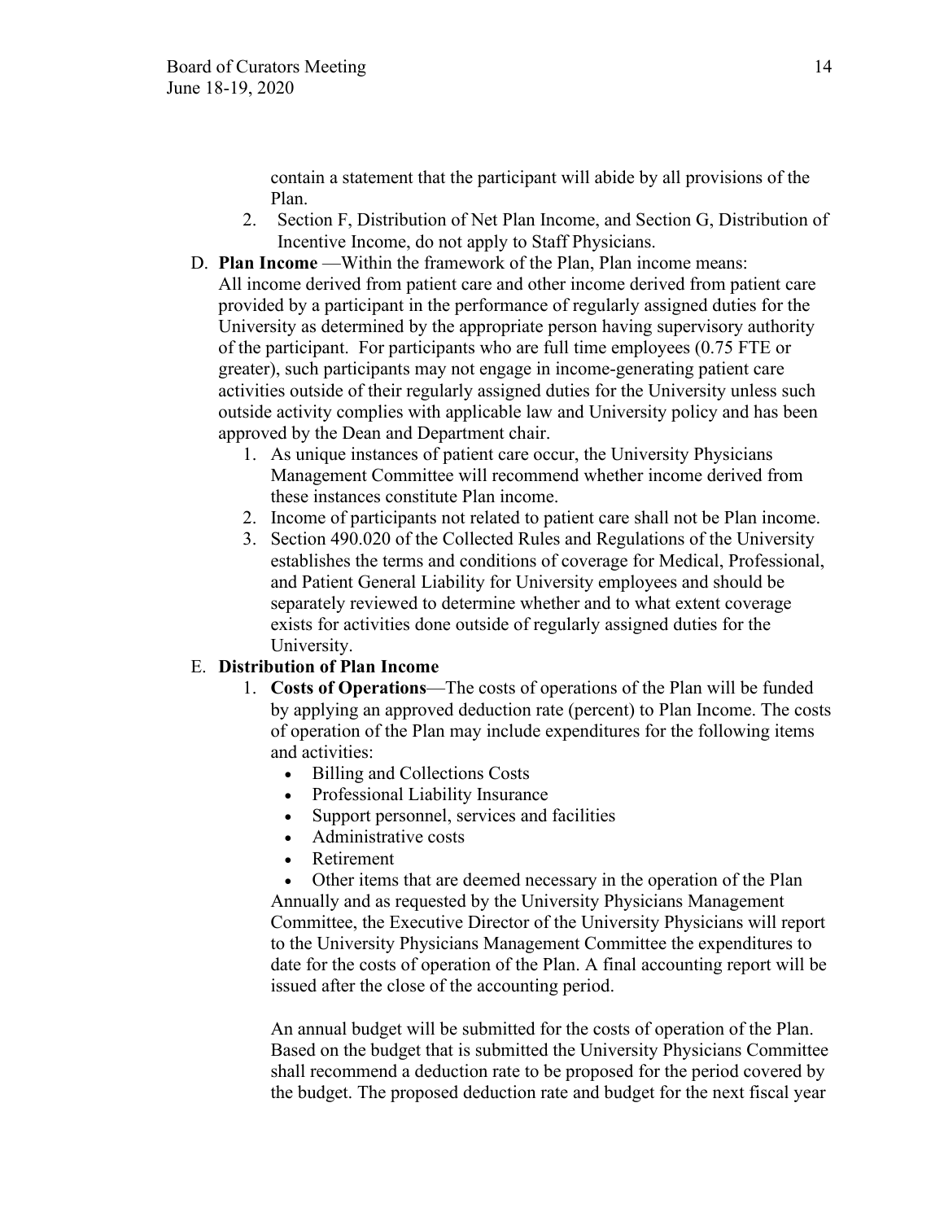contain a statement that the participant will abide by all provisions of the Plan.

2. Section F, Distribution of Net Plan Income, and Section G, Distribution of Incentive Income, do not apply to Staff Physicians.

D. **Plan Income** —Within the framework of the Plan, Plan income means:
All income derived from patient care and other income derived from patient care provided by a participant in the performance of regularly assigned duties for the University as determined by the appropriate person having supervisory authority of the participant. For participants who are full time employees (0.75 FTE or greater), such participants may not engage in income-generating patient care activities outside of their regularly assigned duties for the University unless such outside activity complies with applicable law and University policy and has been approved by the Dean and Department chair.

1. As unique instances of patient care occur, the University Physicians Management Committee will recommend whether income derived from these instances constitute Plan income.
2. Income of participants not related to patient care shall not be Plan income.
3. Section 490.020 of the Collected Rules and Regulations of the University establishes the terms and conditions of coverage for Medical, Professional, and Patient General Liability for University employees and should be separately reviewed to determine whether and to what extent coverage exists for activities done outside of regularly assigned duties for the University.

E. **Distribution of Plan Income**

1. **Costs of Operations**—The costs of operations of the Plan will be funded by applying an approved deduction rate (percent) to Plan Income. The costs of operation of the Plan may include expenditures for the following items and activities:
   - Billing and Collections Costs
   - Professional Liability Insurance
   - Support personnel, services and facilities
   - Administrative costs
   - Retirement
   - Other items that are deemed necessary in the operation of the Plan

   Annually and as requested by the University Physicians Management Committee, the Executive Director of the University Physicians will report to the University Physicians Management Committee the expenditures to date for the costs of operation of the Plan. A final accounting report will be issued after the close of the accounting period.

   An annual budget will be submitted for the costs of operation of the Plan. Based on the budget that is submitted the University Physicians Committee shall recommend a deduction rate to be proposed for the period covered by the budget. The proposed deduction rate and budget for the next fiscal year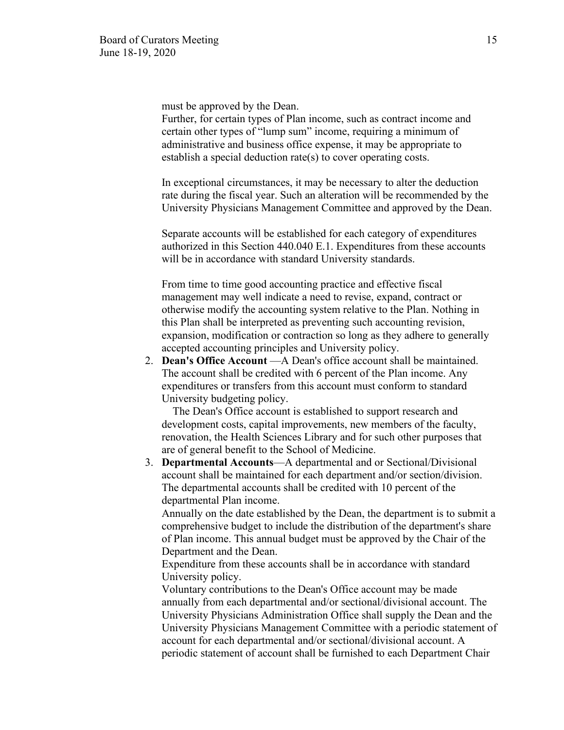must be approved by the Dean.

Further, for certain types of Plan income, such as contract income and certain other types of "lump sum" income, requiring a minimum of administrative and business office expense, it may be appropriate to establish a special deduction rate(s) to cover operating costs.

In exceptional circumstances, it may be necessary to alter the deduction rate during the fiscal year. Such an alteration will be recommended by the University Physicians Management Committee and approved by the Dean.

Separate accounts will be established for each category of expenditures authorized in this Section 440.040 E.1. Expenditures from these accounts will be in accordance with standard University standards.

From time to time good accounting practice and effective fiscal management may well indicate a need to revise, expand, contract or otherwise modify the accounting system relative to the Plan. Nothing in this Plan shall be interpreted as preventing such accounting revision, expansion, modification or contraction so long as they adhere to generally accepted accounting principles and University policy.

2. **Dean's Office Account** —A Dean's office account shall be maintained. The account shall be credited with 6 percent of the Plan income. Any expenditures or transfers from this account must conform to standard University budgeting policy.

   The Dean's Office account is established to support research and development costs, capital improvements, new members of the faculty, renovation, the Health Sciences Library and for such other purposes that are of general benefit to the School of Medicine.

3. **Departmental Accounts**—A departmental and or Sectional/Divisional account shall be maintained for each department and/or section/division. The departmental accounts shall be credited with 10 percent of the departmental Plan income.

   Annually on the date established by the Dean, the department is to submit a comprehensive budget to include the distribution of the department's share of Plan income. This annual budget must be approved by the Chair of the Department and the Dean.

   Expenditure from these accounts shall be in accordance with standard University policy.

   Voluntary contributions to the Dean's Office account may be made annually from each departmental and/or sectional/divisional account. The University Physicians Administration Office shall supply the Dean and the University Physicians Management Committee with a periodic statement of account for each departmental and/or sectional/divisional account. A periodic statement of account shall be furnished to each Department Chair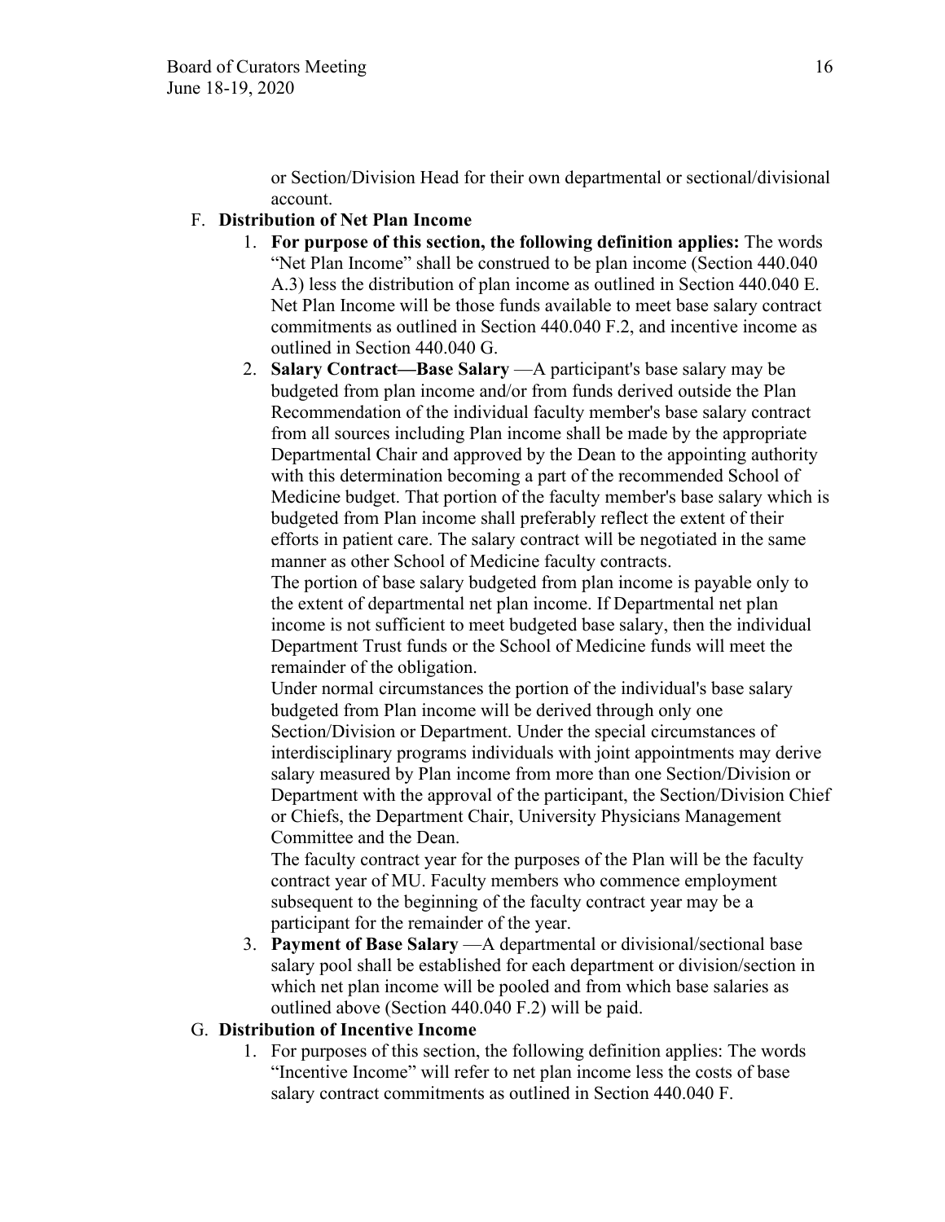or Section/Division Head for their own departmental or sectional/divisional account.

F. **Distribution of Net Plan Income**

   1. **For purpose of this section, the following definition applies:** The words "Net Plan Income" shall be construed to be plan income (Section 440.040 A.3) less the distribution of plan income as outlined in Section 440.040 E. Net Plan Income will be those funds available to meet base salary contract commitments as outlined in Section 440.040 F.2, and incentive income as outlined in Section 440.040 G.
   2. **Salary Contract—Base Salary** —A participant's base salary may be budgeted from plan income and/or from funds derived outside the Plan Recommendation of the individual faculty member's base salary contract from all sources including Plan income shall be made by the appropriate Departmental Chair and approved by the Dean to the appointing authority with this determination becoming a part of the recommended School of Medicine budget. That portion of the faculty member's base salary which is budgeted from Plan income shall preferably reflect the extent of their efforts in patient care. The salary contract will be negotiated in the same manner as other School of Medicine faculty contracts.

      The portion of base salary budgeted from plan income is payable only to the extent of departmental net plan income. If Departmental net plan income is not sufficient to meet budgeted base salary, then the individual Department Trust funds or the School of Medicine funds will meet the remainder of the obligation.

      Under normal circumstances the portion of the individual's base salary budgeted from Plan income will be derived through only one Section/Division or Department. Under the special circumstances of interdisciplinary programs individuals with joint appointments may derive salary measured by Plan income from more than one Section/Division or Department with the approval of the participant, the Section/Division Chief or Chiefs, the Department Chair, University Physicians Management Committee and the Dean.

      The faculty contract year for the purposes of the Plan will be the faculty contract year of MU. Faculty members who commence employment subsequent to the beginning of the faculty contract year may be a participant for the remainder of the year.
   3. **Payment of Base Salary** —A departmental or divisional/sectional base salary pool shall be established for each department or division/section in which net plan income will be pooled and from which base salaries as outlined above (Section 440.040 F.2) will be paid.

G. **Distribution of Incentive Income**

   1. For purposes of this section, the following definition applies: The words "Incentive Income" will refer to net plan income less the costs of base salary contract commitments as outlined in Section 440.040 F.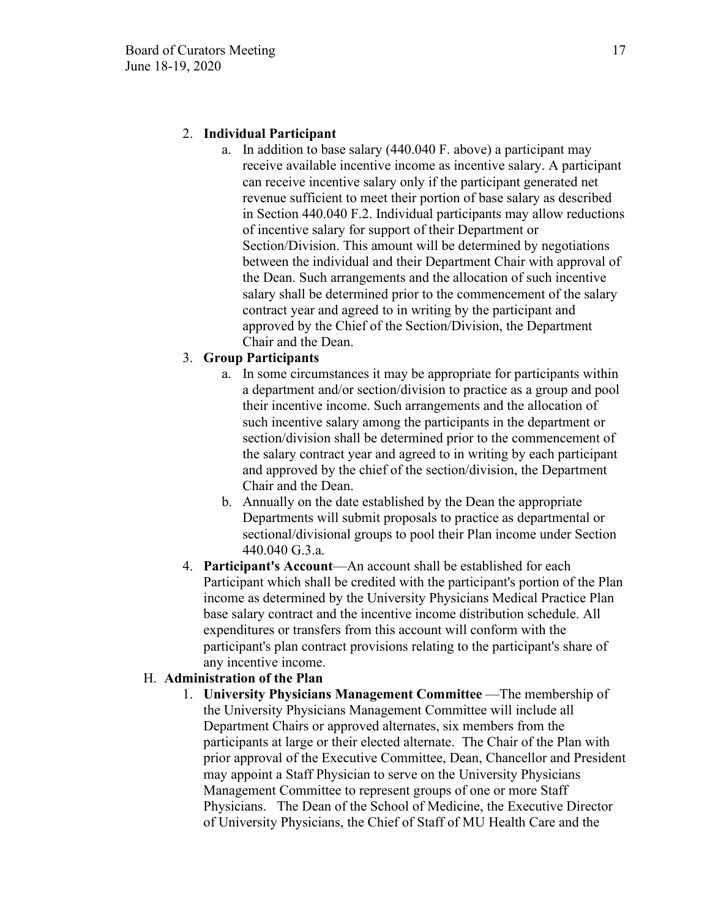2. **Individual Participant**
    a. In addition to base salary (440.040 F. above) a participant may receive available incentive income as incentive salary. A participant can receive incentive salary only if the participant generated net revenue sufficient to meet their portion of base salary as described in Section 440.040 F.2. Individual participants may allow reductions of incentive salary for support of their Department or Section/Division. This amount will be determined by negotiations between the individual and their Department Chair with approval of the Dean. Such arrangements and the allocation of such incentive salary shall be determined prior to the commencement of the salary contract year and agreed to in writing by the participant and approved by the Chief of the Section/Division, the Department Chair and the Dean.
3. **Group Participants**
    a. In some circumstances it may be appropriate for participants within a department and/or section/division to practice as a group and pool their incentive income. Such arrangements and the allocation of such incentive salary among the participants in the department or section/division shall be determined prior to the commencement of the salary contract year and agreed to in writing by each participant and approved by the chief of the section/division, the Department Chair and the Dean.
    b. Annually on the date established by the Dean the appropriate Departments will submit proposals to practice as departmental or sectional/divisional groups to pool their Plan income under Section 440.040 G.3.a.
4. **Participant's Account**—An account shall be established for each Participant which shall be credited with the participant's portion of the Plan income as determined by the University Physicians Medical Practice Plan base salary contract and the incentive income distribution schedule. All expenditures or transfers from this account will conform with the participant's plan contract provisions relating to the participant's share of any incentive income.

H. **Administration of the Plan**

1. **University Physicians Management Committee** —The membership of the University Physicians Management Committee will include all Department Chairs or approved alternates, six members from the participants at large or their elected alternate. The Chair of the Plan with prior approval of the Executive Committee, Dean, Chancellor and President may appoint a Staff Physician to serve on the University Physicians Management Committee to represent groups of one or more Staff Physicians. The Dean of the School of Medicine, the Executive Director of University Physicians, the Chief of Staff of MU Health Care and the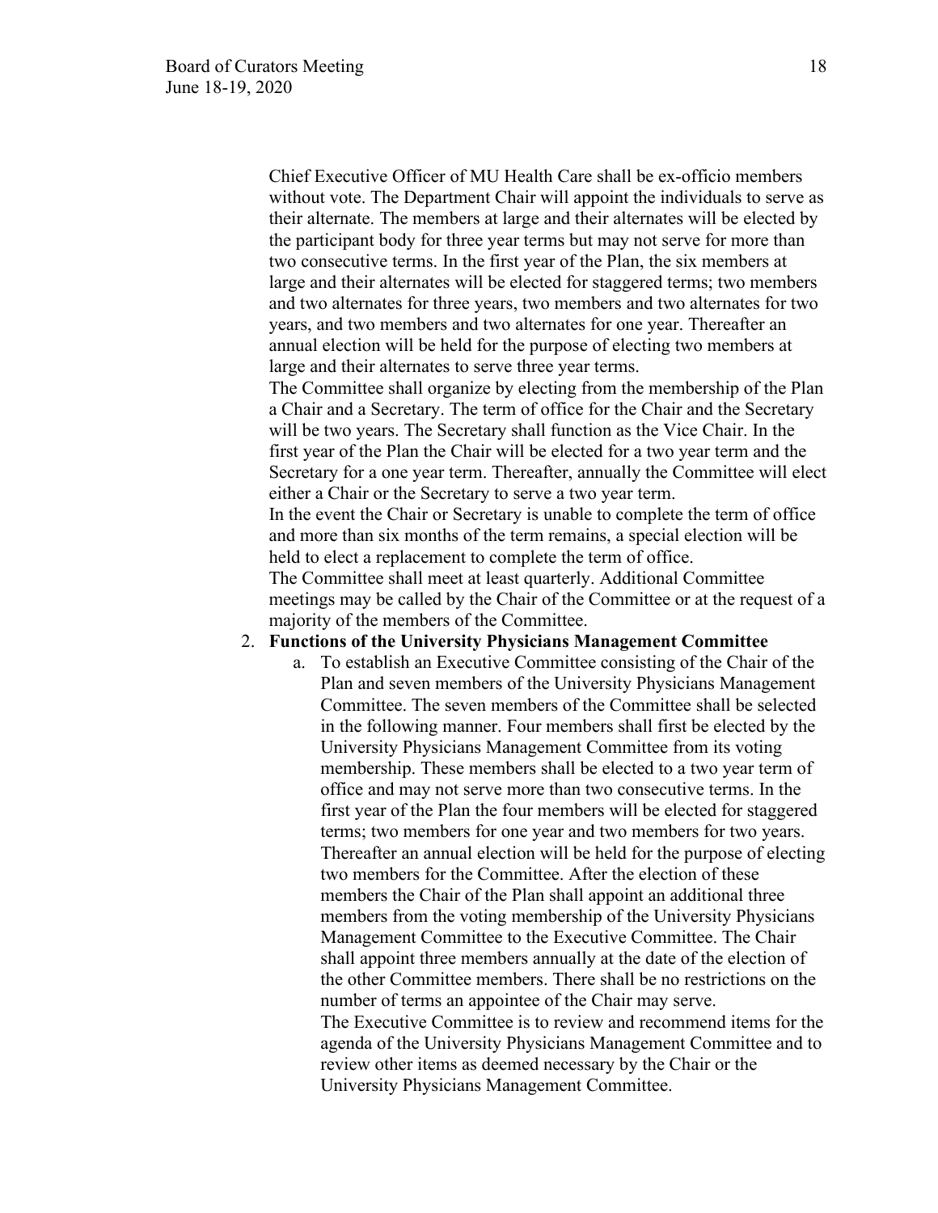Chief Executive Officer of MU Health Care shall be ex-officio members without vote. The Department Chair will appoint the individuals to serve as their alternate. The members at large and their alternates will be elected by the participant body for three year terms but may not serve for more than two consecutive terms. In the first year of the Plan, the six members at large and their alternates will be elected for staggered terms; two members and two alternates for three years, two members and two alternates for two years, and two members and two alternates for one year. Thereafter an annual election will be held for the purpose of electing two members at large and their alternates to serve three year terms.

The Committee shall organize by electing from the membership of the Plan a Chair and a Secretary. The term of office for the Chair and the Secretary will be two years. The Secretary shall function as the Vice Chair. In the first year of the Plan the Chair will be elected for a two year term and the Secretary for a one year term. Thereafter, annually the Committee will elect either a Chair or the Secretary to serve a two year term.

In the event the Chair or Secretary is unable to complete the term of office and more than six months of the term remains, a special election will be held to elect a replacement to complete the term of office.

The Committee shall meet at least quarterly. Additional Committee meetings may be called by the Chair of the Committee or at the request of a majority of the members of the Committee.

2. **Functions of the University Physicians Management Committee**
   a. To establish an Executive Committee consisting of the Chair of the Plan and seven members of the University Physicians Management Committee. The seven members of the Committee shall be selected in the following manner. Four members shall first be elected by the University Physicians Management Committee from its voting membership. These members shall be elected to a two year term of office and may not serve more than two consecutive terms. In the first year of the Plan the four members will be elected for staggered terms; two members for one year and two members for two years. Thereafter an annual election will be held for the purpose of electing two members for the Committee. After the election of these members the Chair of the Plan shall appoint an additional three members from the voting membership of the University Physicians Management Committee to the Executive Committee. The Chair shall appoint three members annually at the date of the election of the other Committee members. There shall be no restrictions on the number of terms an appointee of the Chair may serve.

      The Executive Committee is to review and recommend items for the agenda of the University Physicians Management Committee and to review other items as deemed necessary by the Chair or the University Physicians Management Committee.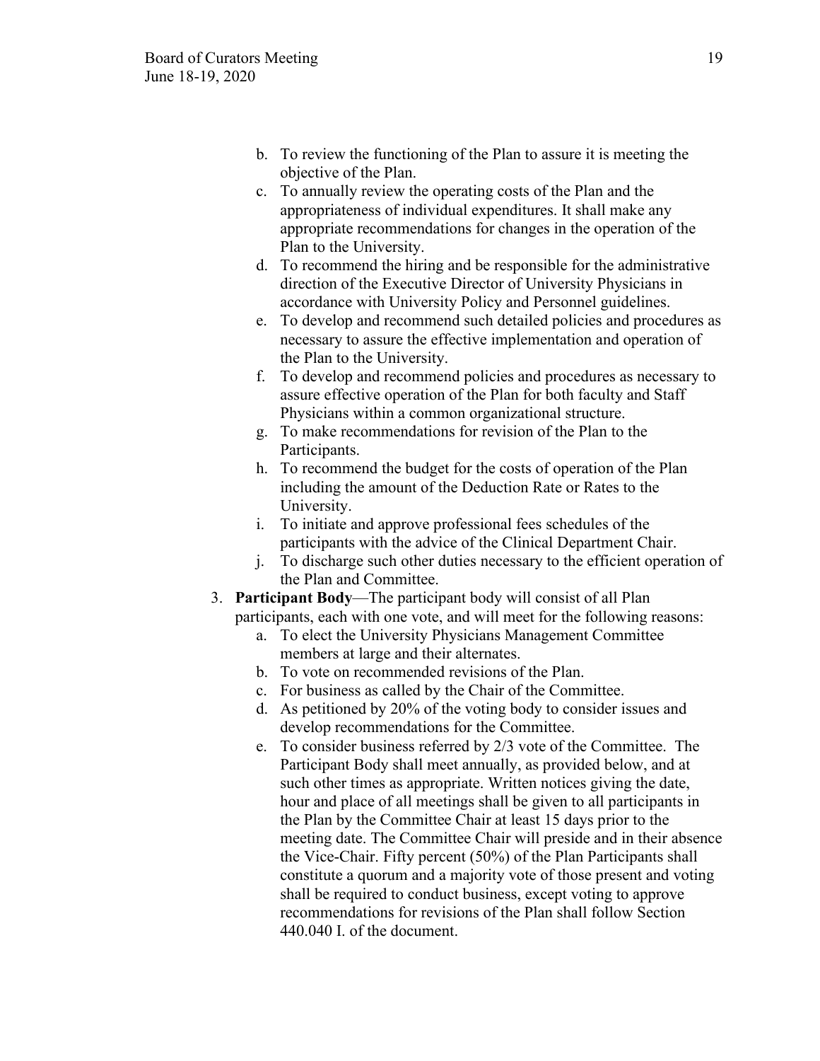b. To review the functioning of the Plan to assure it is meeting the objective of the Plan.
   c. To annually review the operating costs of the Plan and the appropriateness of individual expenditures. It shall make any appropriate recommendations for changes in the operation of the Plan to the University.
   d. To recommend the hiring and be responsible for the administrative direction of the Executive Director of University Physicians in accordance with University Policy and Personnel guidelines.
   e. To develop and recommend such detailed policies and procedures as necessary to assure the effective implementation and operation of the Plan to the University.
   f. To develop and recommend policies and procedures as necessary to assure effective operation of the Plan for both faculty and Staff Physicians within a common organizational structure.
   g. To make recommendations for revision of the Plan to the Participants.
   h. To recommend the budget for the costs of operation of the Plan including the amount of the Deduction Rate or Rates to the University.
   i. To initiate and approve professional fees schedules of the participants with the advice of the Clinical Department Chair.
   j. To discharge such other duties necessary to the efficient operation of the Plan and Committee.

3. **Participant Body**—The participant body will consist of all Plan participants, each with one vote, and will meet for the following reasons:
   a. To elect the University Physicians Management Committee members at large and their alternates.
   b. To vote on recommended revisions of the Plan.
   c. For business as called by the Chair of the Committee.
   d. As petitioned by 20% of the voting body to consider issues and develop recommendations for the Committee.
   e. To consider business referred by 2/3 vote of the Committee. The Participant Body shall meet annually, as provided below, and at such other times as appropriate. Written notices giving the date, hour and place of all meetings shall be given to all participants in the Plan by the Committee Chair at least 15 days prior to the meeting date. The Committee Chair will preside and in their absence the Vice-Chair. Fifty percent (50%) of the Plan Participants shall constitute a quorum and a majority vote of those present and voting shall be required to conduct business, except voting to approve recommendations for revisions of the Plan shall follow Section 440.040 I. of the document.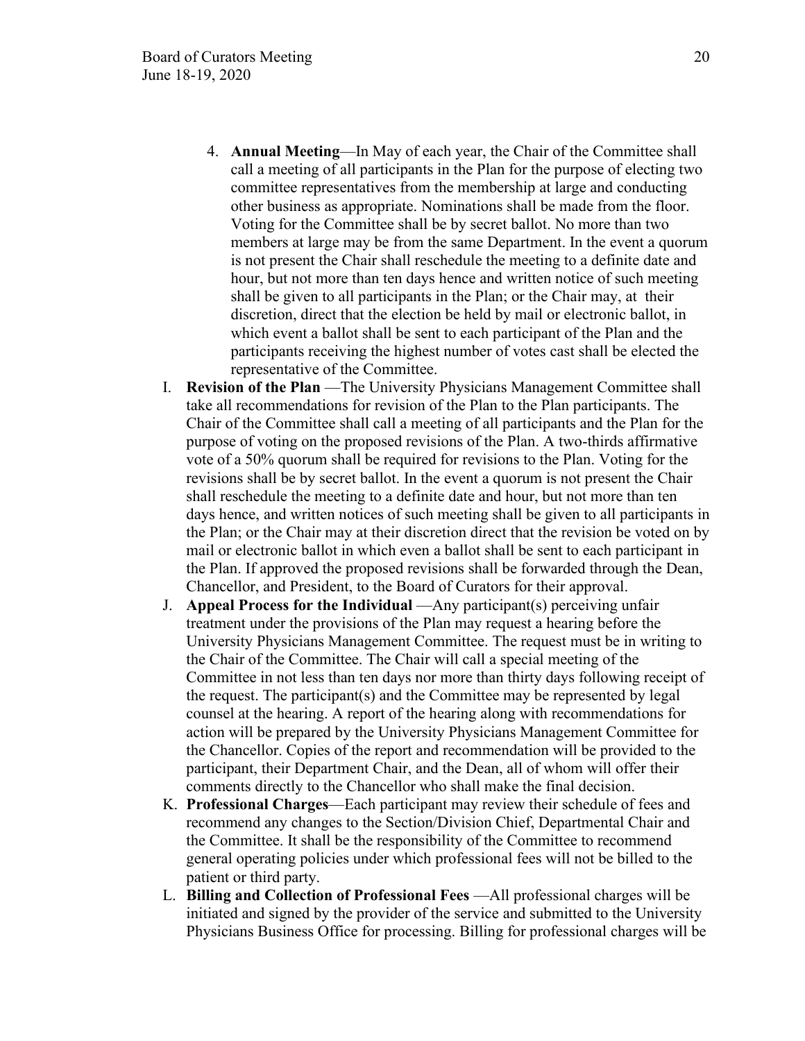4. **Annual Meeting**—In May of each year, the Chair of the Committee shall call a meeting of all participants in the Plan for the purpose of electing two committee representatives from the membership at large and conducting other business as appropriate. Nominations shall be made from the floor. Voting for the Committee shall be by secret ballot. No more than two members at large may be from the same Department. In the event a quorum is not present the Chair shall reschedule the meeting to a definite date and hour, but not more than ten days hence and written notice of such meeting shall be given to all participants in the Plan; or the Chair may, at their discretion, direct that the election be held by mail or electronic ballot, in which event a ballot shall be sent to each participant of the Plan and the participants receiving the highest number of votes cast shall be elected the representative of the Committee.

I. **Revision of the Plan** —The University Physicians Management Committee shall take all recommendations for revision of the Plan to the Plan participants. The Chair of the Committee shall call a meeting of all participants and the Plan for the purpose of voting on the proposed revisions of the Plan. A two-thirds affirmative vote of a 50% quorum shall be required for revisions to the Plan. Voting for the revisions shall be by secret ballot. In the event a quorum is not present the Chair shall reschedule the meeting to a definite date and hour, but not more than ten days hence, and written notices of such meeting shall be given to all participants in the Plan; or the Chair may at their discretion direct that the revision be voted on by mail or electronic ballot in which even a ballot shall be sent to each participant in the Plan. If approved the proposed revisions shall be forwarded through the Dean, Chancellor, and President, to the Board of Curators for their approval.

J. **Appeal Process for the Individual** —Any participant(s) perceiving unfair treatment under the provisions of the Plan may request a hearing before the University Physicians Management Committee. The request must be in writing to the Chair of the Committee. The Chair will call a special meeting of the Committee in not less than ten days nor more than thirty days following receipt of the request. The participant(s) and the Committee may be represented by legal counsel at the hearing. A report of the hearing along with recommendations for action will be prepared by the University Physicians Management Committee for the Chancellor. Copies of the report and recommendation will be provided to the participant, their Department Chair, and the Dean, all of whom will offer their comments directly to the Chancellor who shall make the final decision.

K. **Professional Charges**—Each participant may review their schedule of fees and recommend any changes to the Section/Division Chief, Departmental Chair and the Committee. It shall be the responsibility of the Committee to recommend general operating policies under which professional fees will not be billed to the patient or third party.

L. **Billing and Collection of Professional Fees** —All professional charges will be initiated and signed by the provider of the service and submitted to the University Physicians Business Office for processing. Billing for professional charges will be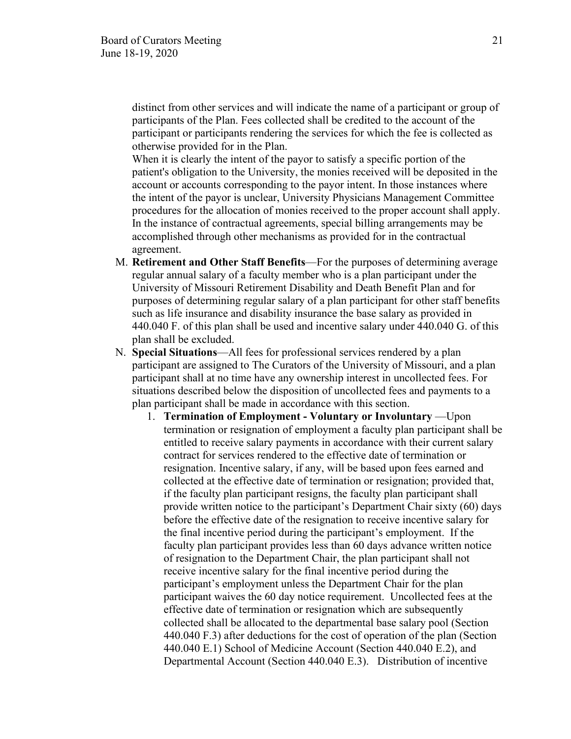distinct from other services and will indicate the name of a participant or group of participants of the Plan. Fees collected shall be credited to the account of the participant or participants rendering the services for which the fee is collected as otherwise provided for in the Plan.

When it is clearly the intent of the payor to satisfy a specific portion of the patient's obligation to the University, the monies received will be deposited in the account or accounts corresponding to the payor intent. In those instances where the intent of the payor is unclear, University Physicians Management Committee procedures for the allocation of monies received to the proper account shall apply. In the instance of contractual agreements, special billing arrangements may be accomplished through other mechanisms as provided for in the contractual agreement.

M. **Retirement and Other Staff Benefits**—For the purposes of determining average regular annual salary of a faculty member who is a plan participant under the University of Missouri Retirement Disability and Death Benefit Plan and for purposes of determining regular salary of a plan participant for other staff benefits such as life insurance and disability insurance the base salary as provided in 440.040 F. of this plan shall be used and incentive salary under 440.040 G. of this plan shall be excluded.

N. **Special Situations**—All fees for professional services rendered by a plan participant are assigned to The Curators of the University of Missouri, and a plan participant shall at no time have any ownership interest in uncollected fees. For situations described below the disposition of uncollected fees and payments to a plan participant shall be made in accordance with this section.

   1. **Termination of Employment - Voluntary or Involuntary** —Upon termination or resignation of employment a faculty plan participant shall be entitled to receive salary payments in accordance with their current salary contract for services rendered to the effective date of termination or resignation. Incentive salary, if any, will be based upon fees earned and collected at the effective date of termination or resignation; provided that, if the faculty plan participant resigns, the faculty plan participant shall provide written notice to the participant's Department Chair sixty (60) days before the effective date of the resignation to receive incentive salary for the final incentive period during the participant's employment. If the faculty plan participant provides less than 60 days advance written notice of resignation to the Department Chair, the plan participant shall not receive incentive salary for the final incentive period during the participant's employment unless the Department Chair for the plan participant waives the 60 day notice requirement. Uncollected fees at the effective date of termination or resignation which are subsequently collected shall be allocated to the departmental base salary pool (Section 440.040 F.3) after deductions for the cost of operation of the plan (Section 440.040 E.1) School of Medicine Account (Section 440.040 E.2), and Departmental Account (Section 440.040 E.3). Distribution of incentive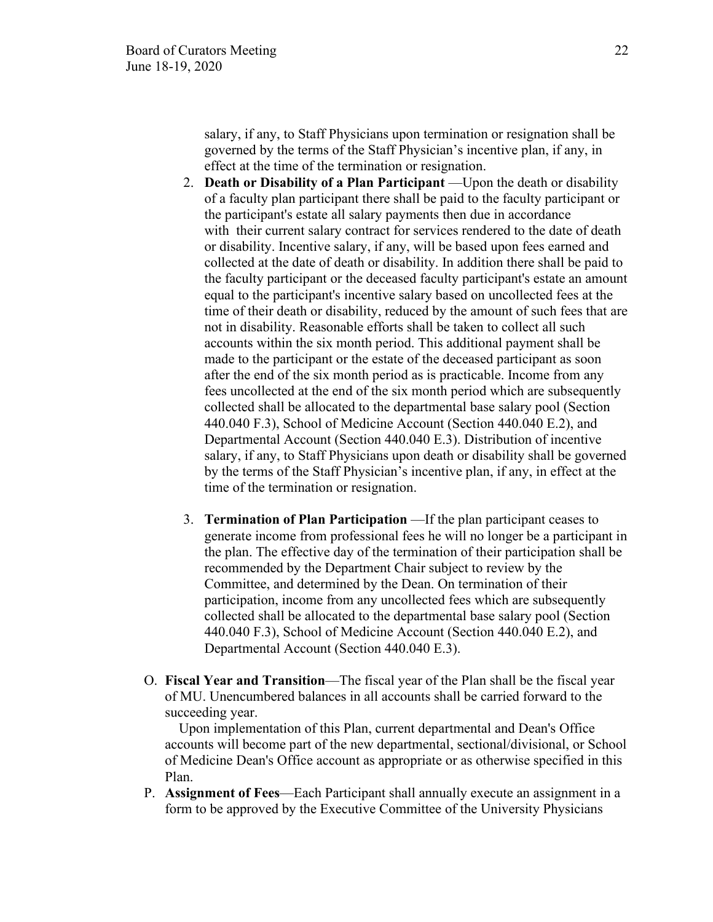salary, if any, to Staff Physicians upon termination or resignation shall be governed by the terms of the Staff Physician's incentive plan, if any, in effect at the time of the termination or resignation.

2. **Death or Disability of a Plan Participant** —Upon the death or disability of a faculty plan participant there shall be paid to the faculty participant or the participant's estate all salary payments then due in accordance with their current salary contract for services rendered to the date of death or disability. Incentive salary, if any, will be based upon fees earned and collected at the date of death or disability. In addition there shall be paid to the faculty participant or the deceased faculty participant's estate an amount equal to the participant's incentive salary based on uncollected fees at the time of their death or disability, reduced by the amount of such fees that are not in disability. Reasonable efforts shall be taken to collect all such accounts within the six month period. This additional payment shall be made to the participant or the estate of the deceased participant as soon after the end of the six month period as is practicable. Income from any fees uncollected at the end of the six month period which are subsequently collected shall be allocated to the departmental base salary pool (Section 440.040 F.3), School of Medicine Account (Section 440.040 E.2), and Departmental Account (Section 440.040 E.3). Distribution of incentive salary, if any, to Staff Physicians upon death or disability shall be governed by the terms of the Staff Physician's incentive plan, if any, in effect at the time of the termination or resignation.

3. **Termination of Plan Participation** —If the plan participant ceases to generate income from professional fees he will no longer be a participant in the plan. The effective day of the termination of their participation shall be recommended by the Department Chair subject to review by the Committee, and determined by the Dean. On termination of their participation, income from any uncollected fees which are subsequently collected shall be allocated to the departmental base salary pool (Section 440.040 F.3), School of Medicine Account (Section 440.040 E.2), and Departmental Account (Section 440.040 E.3).

O. **Fiscal Year and Transition**—The fiscal year of the Plan shall be the fiscal year of MU. Unencumbered balances in all accounts shall be carried forward to the succeeding year.

Upon implementation of this Plan, current departmental and Dean's Office accounts will become part of the new departmental, sectional/divisional, or School of Medicine Dean's Office account as appropriate or as otherwise specified in this Plan.

P. **Assignment of Fees**—Each Participant shall annually execute an assignment in a form to be approved by the Executive Committee of the University Physicians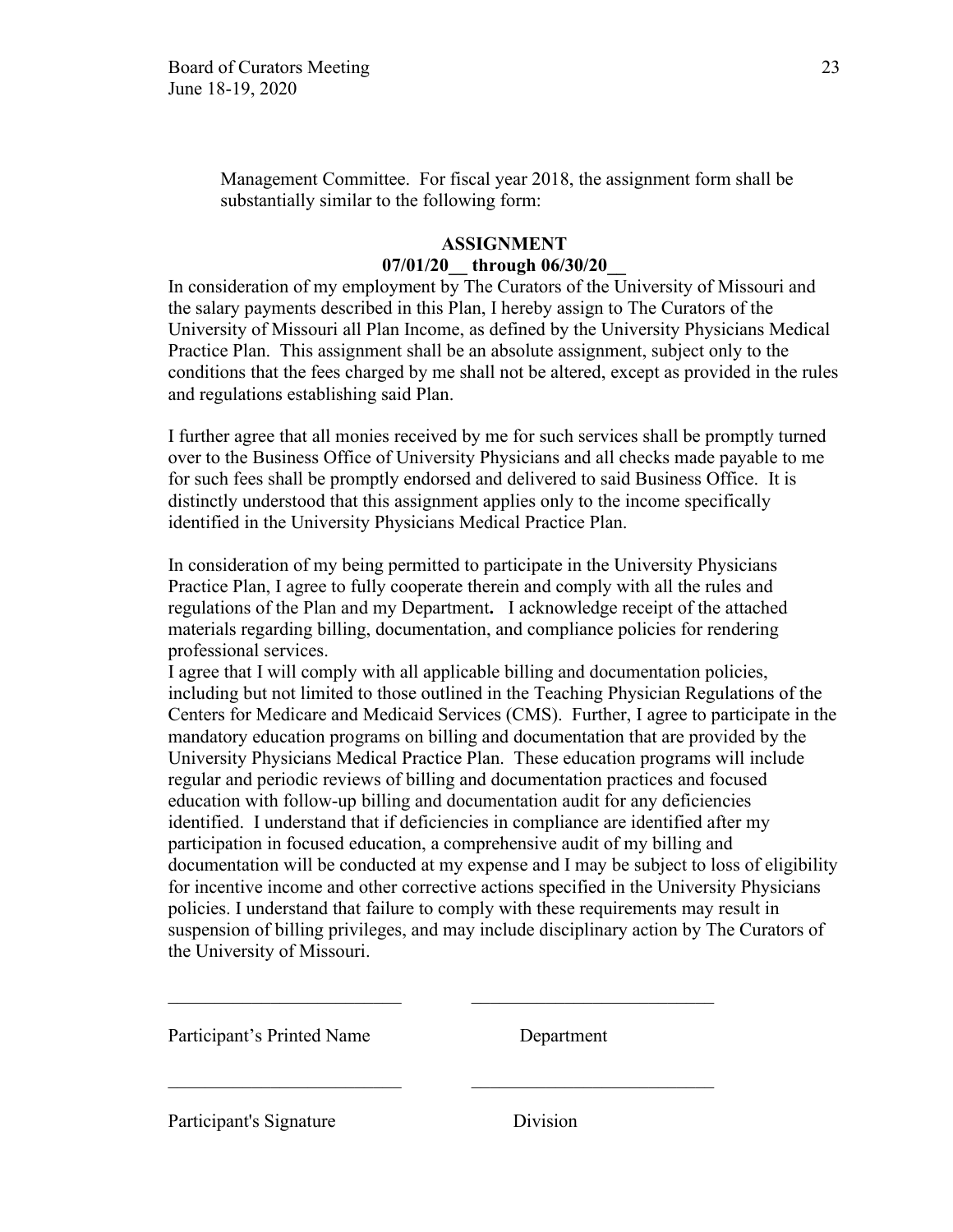Management Committee. For fiscal year 2018, the assignment form shall be substantially similar to the following form:

**ASSIGNMENT**
**07/01/20__ through 06/30/20__**

In consideration of my employment by The Curators of the University of Missouri and the salary payments described in this Plan, I hereby assign to The Curators of the University of Missouri all Plan Income, as defined by the University Physicians Medical Practice Plan. This assignment shall be an absolute assignment, subject only to the conditions that the fees charged by me shall not be altered, except as provided in the rules and regulations establishing said Plan.

I further agree that all monies received by me for such services shall be promptly turned over to the Business Office of University Physicians and all checks made payable to me for such fees shall be promptly endorsed and delivered to said Business Office. It is distinctly understood that this assignment applies only to the income specifically identified in the University Physicians Medical Practice Plan.

In consideration of my being permitted to participate in the University Physicians Practice Plan, I agree to fully cooperate therein and comply with all the rules and regulations of the Plan and my Department**.** I acknowledge receipt of the attached materials regarding billing, documentation, and compliance policies for rendering professional services.

I agree that I will comply with all applicable billing and documentation policies, including but not limited to those outlined in the Teaching Physician Regulations of the Centers for Medicare and Medicaid Services (CMS). Further, I agree to participate in the mandatory education programs on billing and documentation that are provided by the University Physicians Medical Practice Plan. These education programs will include regular and periodic reviews of billing and documentation practices and focused education with follow-up billing and documentation audit for any deficiencies identified. I understand that if deficiencies in compliance are identified after my participation in focused education, a comprehensive audit of my billing and documentation will be conducted at my expense and I may be subject to loss of eligibility for incentive income and other corrective actions specified in the University Physicians policies. I understand that failure to comply with these requirements may result in suspension of billing privileges, and may include disciplinary action by The Curators of the University of Missouri.

_________________________ _________________________

Participant's Printed Name Department

_________________________ _________________________

Participant's Signature Division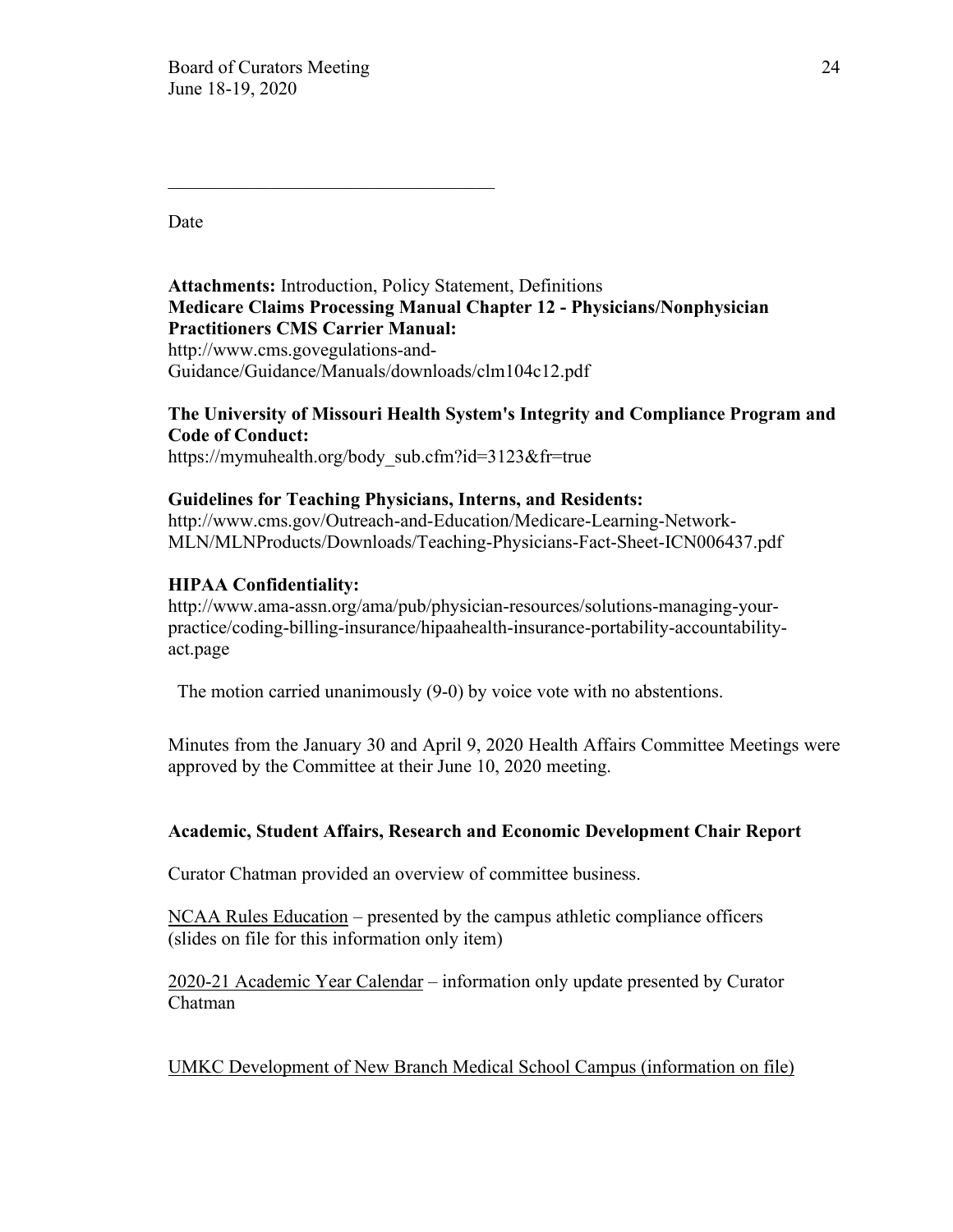\_\_\_\_\_\_\_\_\_\_\_\_\_\_\_\_\_\_\_\_\_\_\_\_\_\_\_\_\_\_\_\_\_\_\_

Date

**Attachments:** Introduction, Policy Statement, Definitions
**Medicare Claims Processing Manual Chapter 12 - Physicians/Nonphysician Practitioners CMS Carrier Manual:**
http://www.cms.govegulations-and-Guidance/Guidance/Manuals/downloads/clm104c12.pdf

**The University of Missouri Health System's Integrity and Compliance Program and Code of Conduct:**
https://mymuhealth.org/body_sub.cfm?id=3123&fr=true

**Guidelines for Teaching Physicians, Interns, and Residents:**
http://www.cms.gov/Outreach-and-Education/Medicare-Learning-Network-MLN/MLNProducts/Downloads/Teaching-Physicians-Fact-Sheet-ICN006437.pdf

**HIPAA Confidentiality:**
http://www.ama-assn.org/ama/pub/physician-resources/solutions-managing-your-practice/coding-billing-insurance/hipaahealth-insurance-portability-accountability-act.page

The motion carried unanimously (9-0) by voice vote with no abstentions.

Minutes from the January 30 and April 9, 2020 Health Affairs Committee Meetings were approved by the Committee at their June 10, 2020 meeting.

**Academic, Student Affairs, Research and Economic Development Chair Report**

Curator Chatman provided an overview of committee business.

<u>NCAA Rules Education</u> – presented by the campus athletic compliance officers (slides on file for this information only item)

<u>2020-21 Academic Year Calendar</u> – information only update presented by Curator Chatman

<u>UMKC Development of New Branch Medical School Campus (information on file)</u>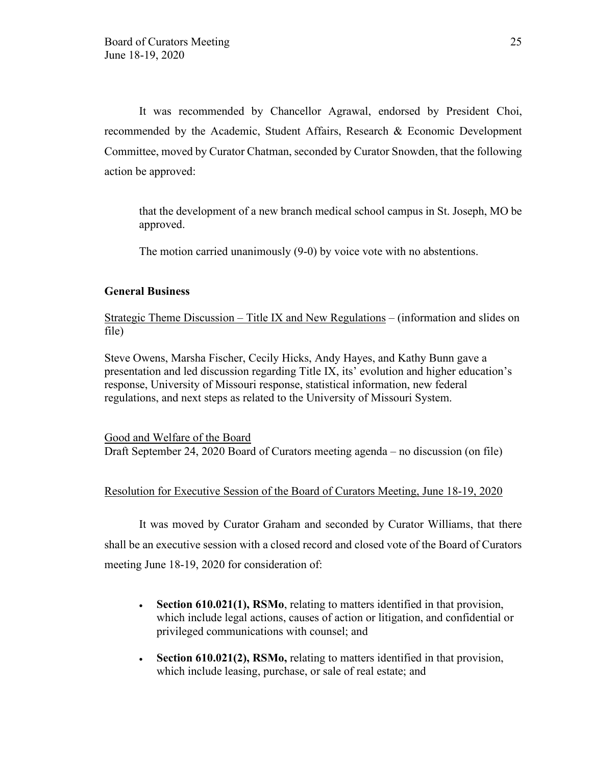It was recommended by Chancellor Agrawal, endorsed by President Choi, recommended by the Academic, Student Affairs, Research & Economic Development Committee, moved by Curator Chatman, seconded by Curator Snowden, that the following action be approved:

> that the development of a new branch medical school campus in St. Joseph, MO be approved.
>
> The motion carried unanimously (9-0) by voice vote with no abstentions.

**General Business**

Strategic Theme Discussion – Title IX and New Regulations – (information and slides on file)

Steve Owens, Marsha Fischer, Cecily Hicks, Andy Hayes, and Kathy Bunn gave a presentation and led discussion regarding Title IX, its' evolution and higher education's response, University of Missouri response, statistical information, new federal regulations, and next steps as related to the University of Missouri System.

Good and Welfare of the Board

Draft September 24, 2020 Board of Curators meeting agenda – no discussion (on file)

Resolution for Executive Session of the Board of Curators Meeting, June 18-19, 2020

It was moved by Curator Graham and seconded by Curator Williams, that there shall be an executive session with a closed record and closed vote of the Board of Curators meeting June 18-19, 2020 for consideration of:

- **Section 610.021(1), RSMo**, relating to matters identified in that provision, which include legal actions, causes of action or litigation, and confidential or privileged communications with counsel; and
- **Section 610.021(2), RSMo,** relating to matters identified in that provision, which include leasing, purchase, or sale of real estate; and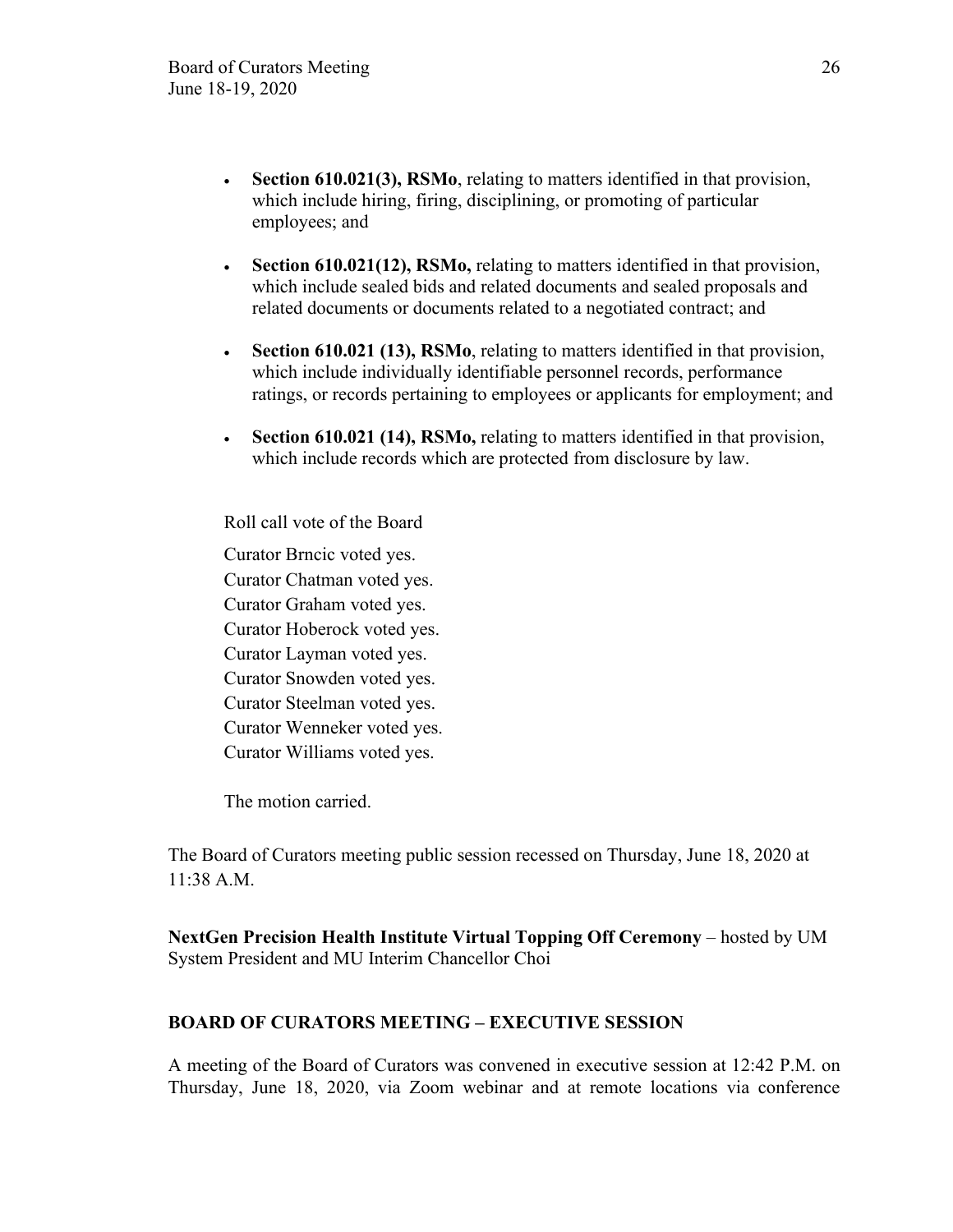- **Section 610.021(3), RSMo**, relating to matters identified in that provision, which include hiring, firing, disciplining, or promoting of particular employees; and

- **Section 610.021(12), RSMo,** relating to matters identified in that provision, which include sealed bids and related documents and sealed proposals and related documents or documents related to a negotiated contract; and

- **Section 610.021 (13), RSMo**, relating to matters identified in that provision, which include individually identifiable personnel records, performance ratings, or records pertaining to employees or applicants for employment; and

- **Section 610.021 (14), RSMo,** relating to matters identified in that provision, which include records which are protected from disclosure by law.

Roll call vote of the Board

Curator Brncic voted yes.
Curator Chatman voted yes.
Curator Graham voted yes.
Curator Hoberock voted yes.
Curator Layman voted yes.
Curator Snowden voted yes.
Curator Steelman voted yes.
Curator Wenneker voted yes.
Curator Williams voted yes.

The motion carried.

The Board of Curators meeting public session recessed on Thursday, June 18, 2020 at 11:38 A.M.

**NextGen Precision Health Institute Virtual Topping Off Ceremony** – hosted by UM System President and MU Interim Chancellor Choi

**BOARD OF CURATORS MEETING – EXECUTIVE SESSION**

A meeting of the Board of Curators was convened in executive session at 12:42 P.M. on Thursday, June 18, 2020, via Zoom webinar and at remote locations via conference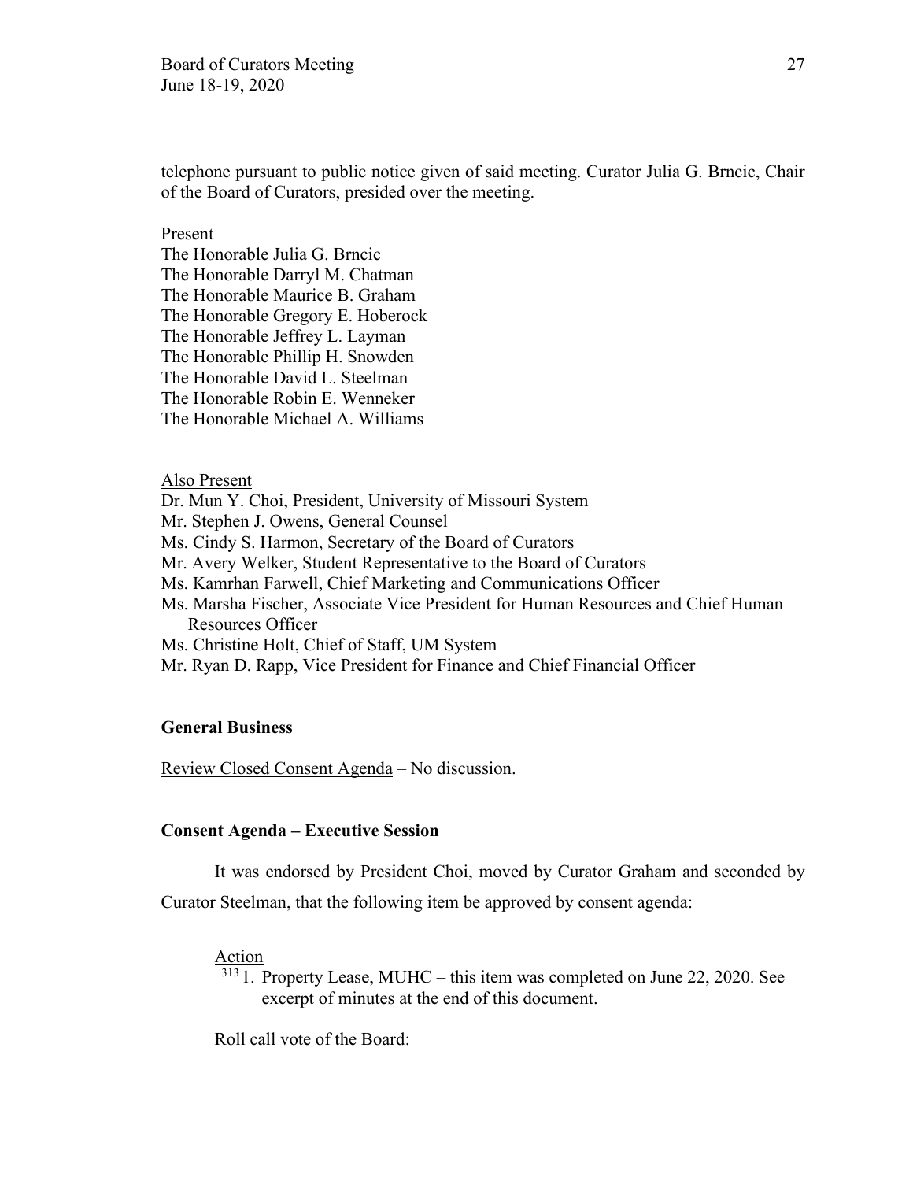telephone pursuant to public notice given of said meeting. Curator Julia G. Brncic, Chair of the Board of Curators, presided over the meeting.

Present

The Honorable Julia G. Brncic
The Honorable Darryl M. Chatman
The Honorable Maurice B. Graham
The Honorable Gregory E. Hoberock
The Honorable Jeffrey L. Layman
The Honorable Phillip H. Snowden
The Honorable David L. Steelman
The Honorable Robin E. Wenneker
The Honorable Michael A. Williams

Also Present

Dr. Mun Y. Choi, President, University of Missouri System
Mr. Stephen J. Owens, General Counsel
Ms. Cindy S. Harmon, Secretary of the Board of Curators
Mr. Avery Welker, Student Representative to the Board of Curators
Ms. Kamrhan Farwell, Chief Marketing and Communications Officer
Ms. Marsha Fischer, Associate Vice President for Human Resources and Chief Human Resources Officer
Ms. Christine Holt, Chief of Staff, UM System
Mr. Ryan D. Rapp, Vice President for Finance and Chief Financial Officer

**General Business**

Review Closed Consent Agenda – No discussion.

**Consent Agenda – Executive Session**

It was endorsed by President Choi, moved by Curator Graham and seconded by Curator Steelman, that the following item be approved by consent agenda:

Action

[313] 1. Property Lease, MUHC – this item was completed on June 22, 2020. See excerpt of minutes at the end of this document.

Roll call vote of the Board: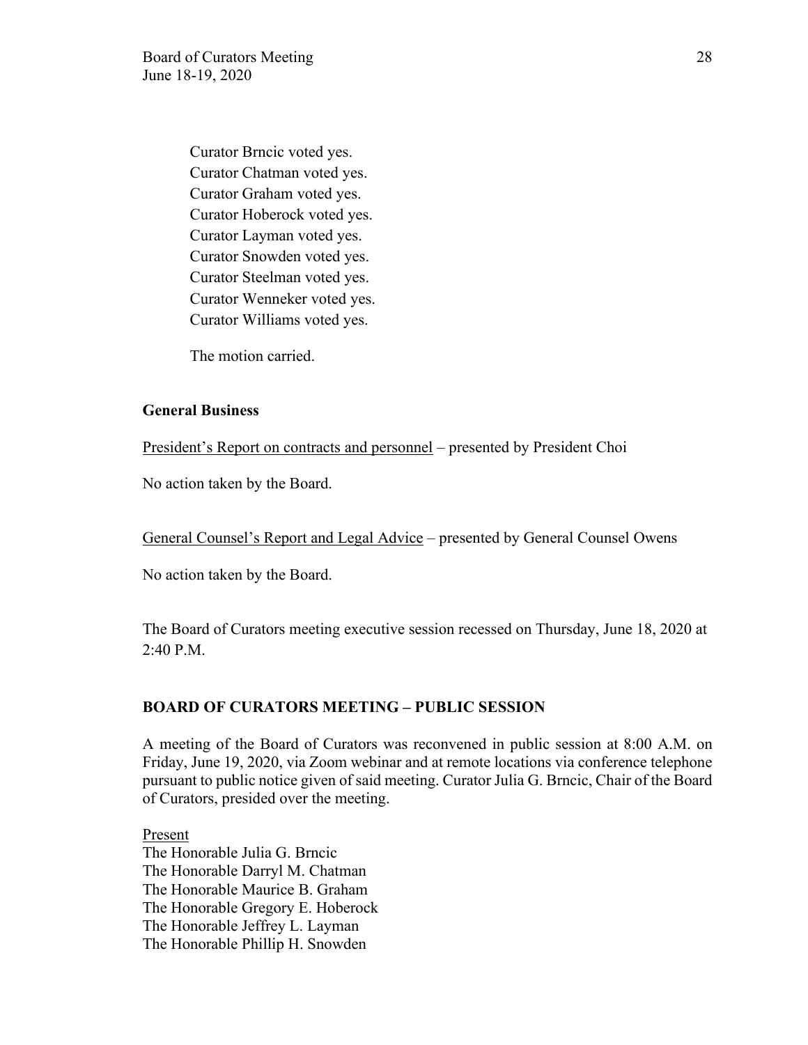Curator Brncic voted yes.
Curator Chatman voted yes.
Curator Graham voted yes.
Curator Hoberock voted yes.
Curator Layman voted yes.
Curator Snowden voted yes.
Curator Steelman voted yes.
Curator Wenneker voted yes.
Curator Williams voted yes.

The motion carried.

**General Business**

President's Report on contracts and personnel – presented by President Choi

No action taken by the Board.

General Counsel's Report and Legal Advice – presented by General Counsel Owens

No action taken by the Board.

The Board of Curators meeting executive session recessed on Thursday, June 18, 2020 at 2:40 P.M.

**BOARD OF CURATORS MEETING – PUBLIC SESSION**

A meeting of the Board of Curators was reconvened in public session at 8:00 A.M. on Friday, June 19, 2020, via Zoom webinar and at remote locations via conference telephone pursuant to public notice given of said meeting. Curator Julia G. Brncic, Chair of the Board of Curators, presided over the meeting.

Present
The Honorable Julia G. Brncic
The Honorable Darryl M. Chatman
The Honorable Maurice B. Graham
The Honorable Gregory E. Hoberock
The Honorable Jeffrey L. Layman
The Honorable Phillip H. Snowden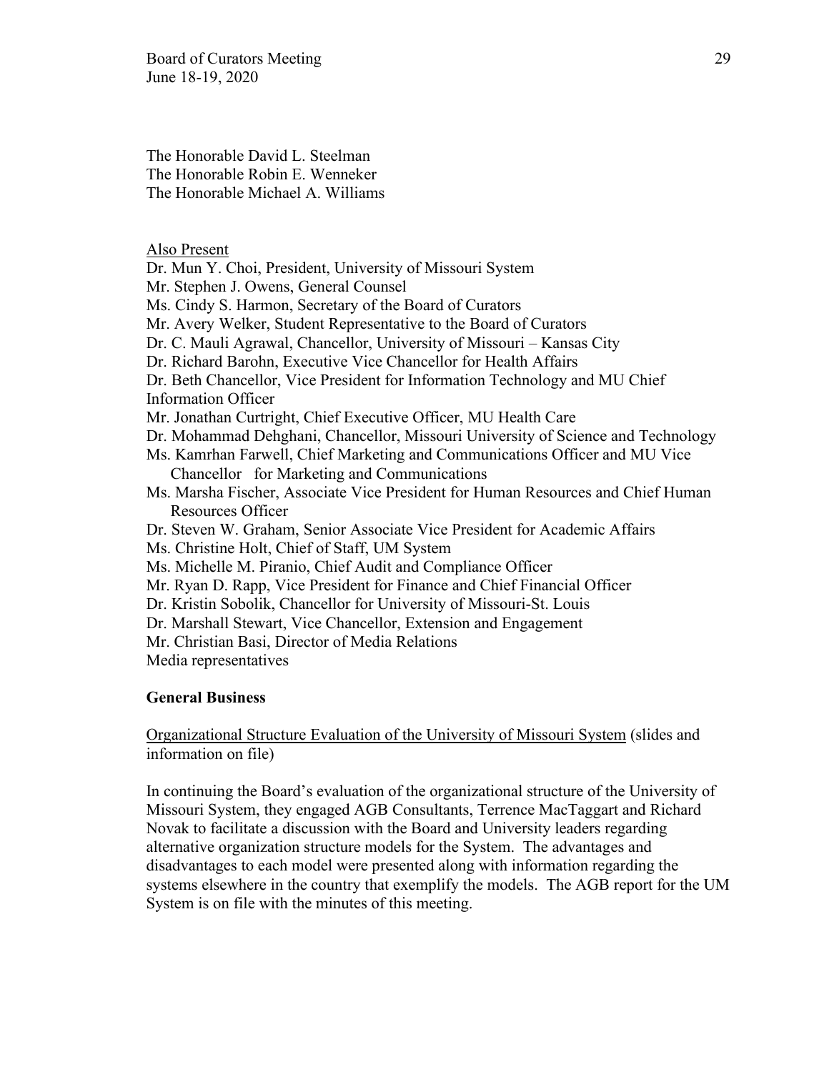The Honorable David L. Steelman
The Honorable Robin E. Wenneker
The Honorable Michael A. Williams

Also Present

Dr. Mun Y. Choi, President, University of Missouri System
Mr. Stephen J. Owens, General Counsel
Ms. Cindy S. Harmon, Secretary of the Board of Curators
Mr. Avery Welker, Student Representative to the Board of Curators
Dr. C. Mauli Agrawal, Chancellor, University of Missouri – Kansas City
Dr. Richard Barohn, Executive Vice Chancellor for Health Affairs
Dr. Beth Chancellor, Vice President for Information Technology and MU Chief Information Officer
Mr. Jonathan Curtright, Chief Executive Officer, MU Health Care
Dr. Mohammad Dehghani, Chancellor, Missouri University of Science and Technology
Ms. Kamrhan Farwell, Chief Marketing and Communications Officer and MU Vice Chancellor for Marketing and Communications
Ms. Marsha Fischer, Associate Vice President for Human Resources and Chief Human Resources Officer
Dr. Steven W. Graham, Senior Associate Vice President for Academic Affairs
Ms. Christine Holt, Chief of Staff, UM System
Ms. Michelle M. Piranio, Chief Audit and Compliance Officer
Mr. Ryan D. Rapp, Vice President for Finance and Chief Financial Officer
Dr. Kristin Sobolik, Chancellor for University of Missouri-St. Louis
Dr. Marshall Stewart, Vice Chancellor, Extension and Engagement
Mr. Christian Basi, Director of Media Relations
Media representatives

**General Business**

Organizational Structure Evaluation of the University of Missouri System (slides and information on file)

In continuing the Board's evaluation of the organizational structure of the University of Missouri System, they engaged AGB Consultants, Terrence MacTaggart and Richard Novak to facilitate a discussion with the Board and University leaders regarding alternative organization structure models for the System. The advantages and disadvantages to each model were presented along with information regarding the systems elsewhere in the country that exemplify the models. The AGB report for the UM System is on file with the minutes of this meeting.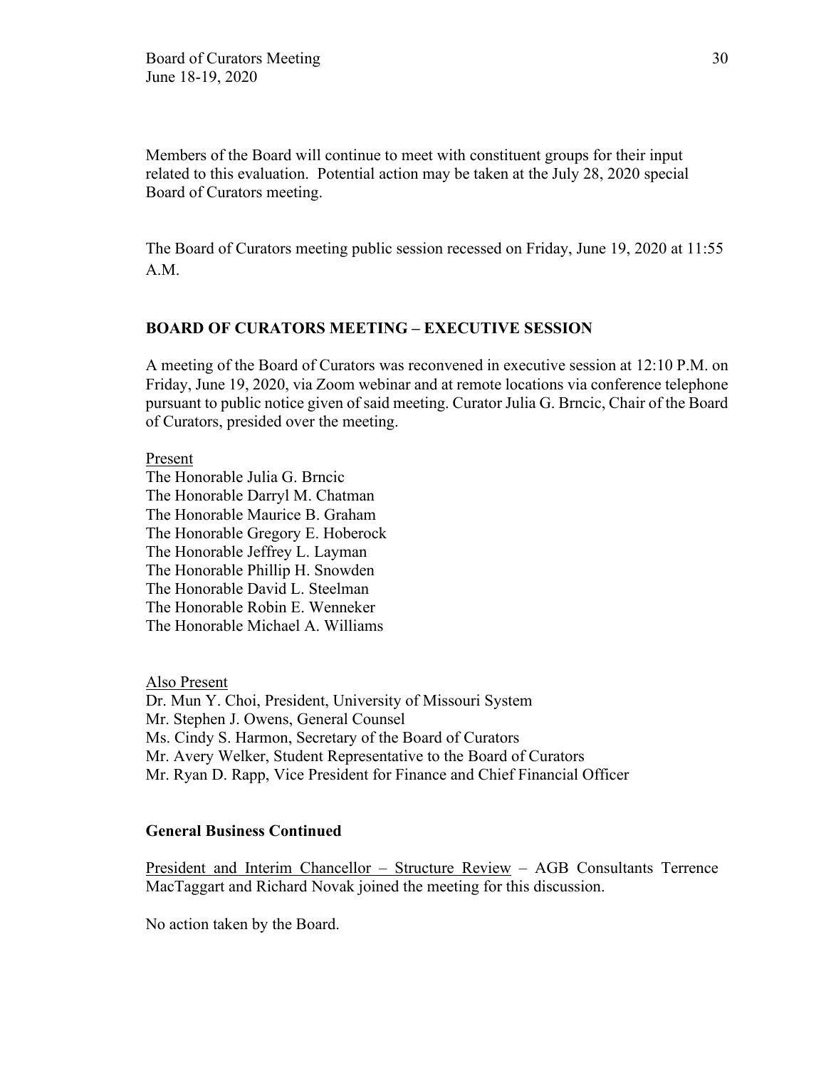Members of the Board will continue to meet with constituent groups for their input related to this evaluation. Potential action may be taken at the July 28, 2020 special Board of Curators meeting.

The Board of Curators meeting public session recessed on Friday, June 19, 2020 at 11:55 A.M.

## BOARD OF CURATORS MEETING – EXECUTIVE SESSION

A meeting of the Board of Curators was reconvened in executive session at 12:10 P.M. on Friday, June 19, 2020, via Zoom webinar and at remote locations via conference telephone pursuant to public notice given of said meeting. Curator Julia G. Brncic, Chair of the Board of Curators, presided over the meeting.

Present

The Honorable Julia G. Brncic
The Honorable Darryl M. Chatman
The Honorable Maurice B. Graham
The Honorable Gregory E. Hoberock
The Honorable Jeffrey L. Layman
The Honorable Phillip H. Snowden
The Honorable David L. Steelman
The Honorable Robin E. Wenneker
The Honorable Michael A. Williams

Also Present

Dr. Mun Y. Choi, President, University of Missouri System
Mr. Stephen J. Owens, General Counsel
Ms. Cindy S. Harmon, Secretary of the Board of Curators
Mr. Avery Welker, Student Representative to the Board of Curators
Mr. Ryan D. Rapp, Vice President for Finance and Chief Financial Officer

### General Business Continued

President and Interim Chancellor – Structure Review – AGB Consultants Terrence MacTaggart and Richard Novak joined the meeting for this discussion.

No action taken by the Board.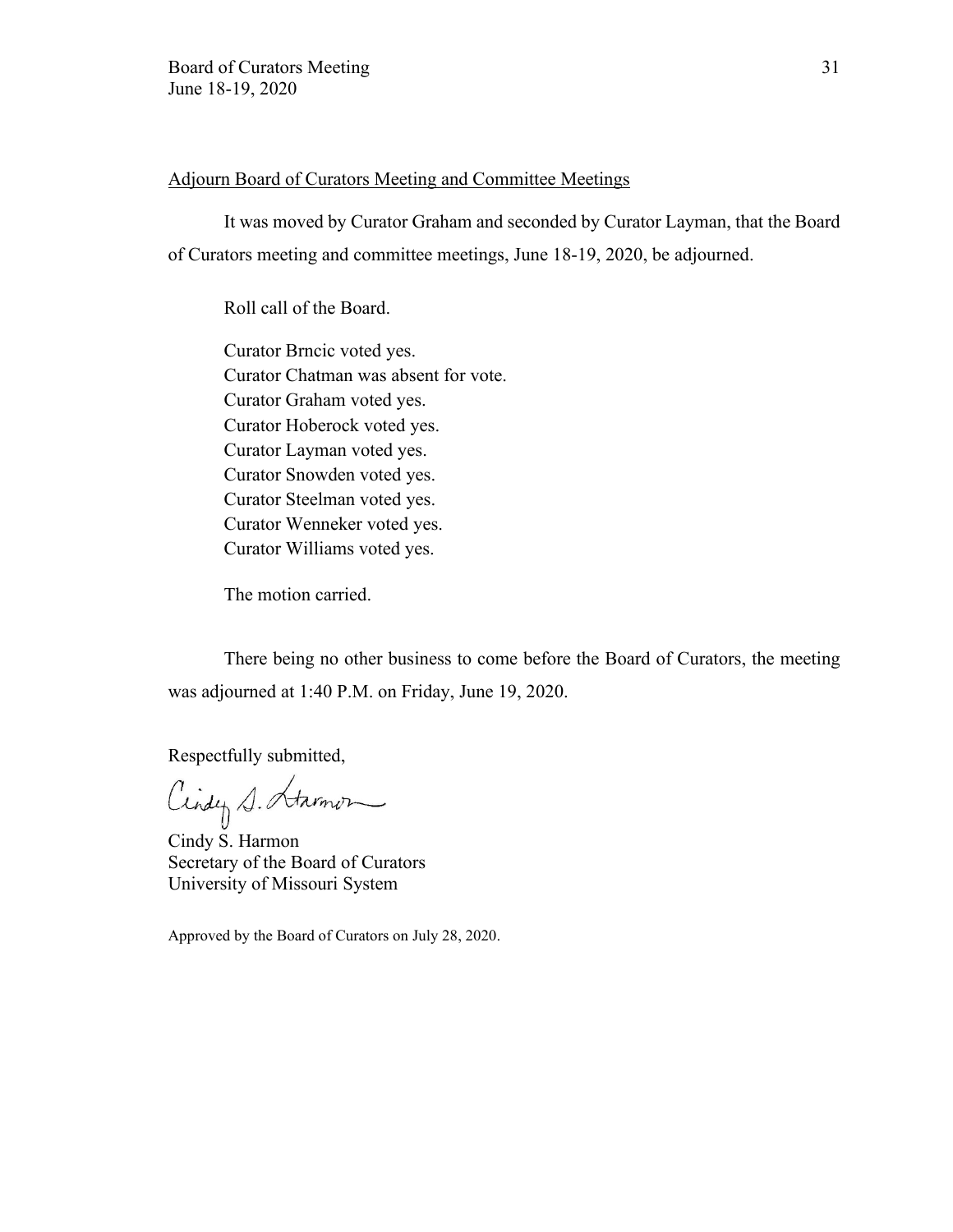Adjourn Board of Curators Meeting and Committee Meetings

It was moved by Curator Graham and seconded by Curator Layman, that the Board of Curators meeting and committee meetings, June 18-19, 2020, be adjourned.

Roll call of the Board.

Curator Brncic voted yes.
Curator Chatman was absent for vote.
Curator Graham voted yes.
Curator Hoberock voted yes.
Curator Layman voted yes.
Curator Snowden voted yes.
Curator Steelman voted yes.
Curator Wenneker voted yes.
Curator Williams voted yes.

The motion carried.

There being no other business to come before the Board of Curators, the meeting was adjourned at 1:40 P.M. on Friday, June 19, 2020.

Respectfully submitted,

Cindy S. Harmon
Secretary of the Board of Curators
University of Missouri System

Approved by the Board of Curators on July 28, 2020.